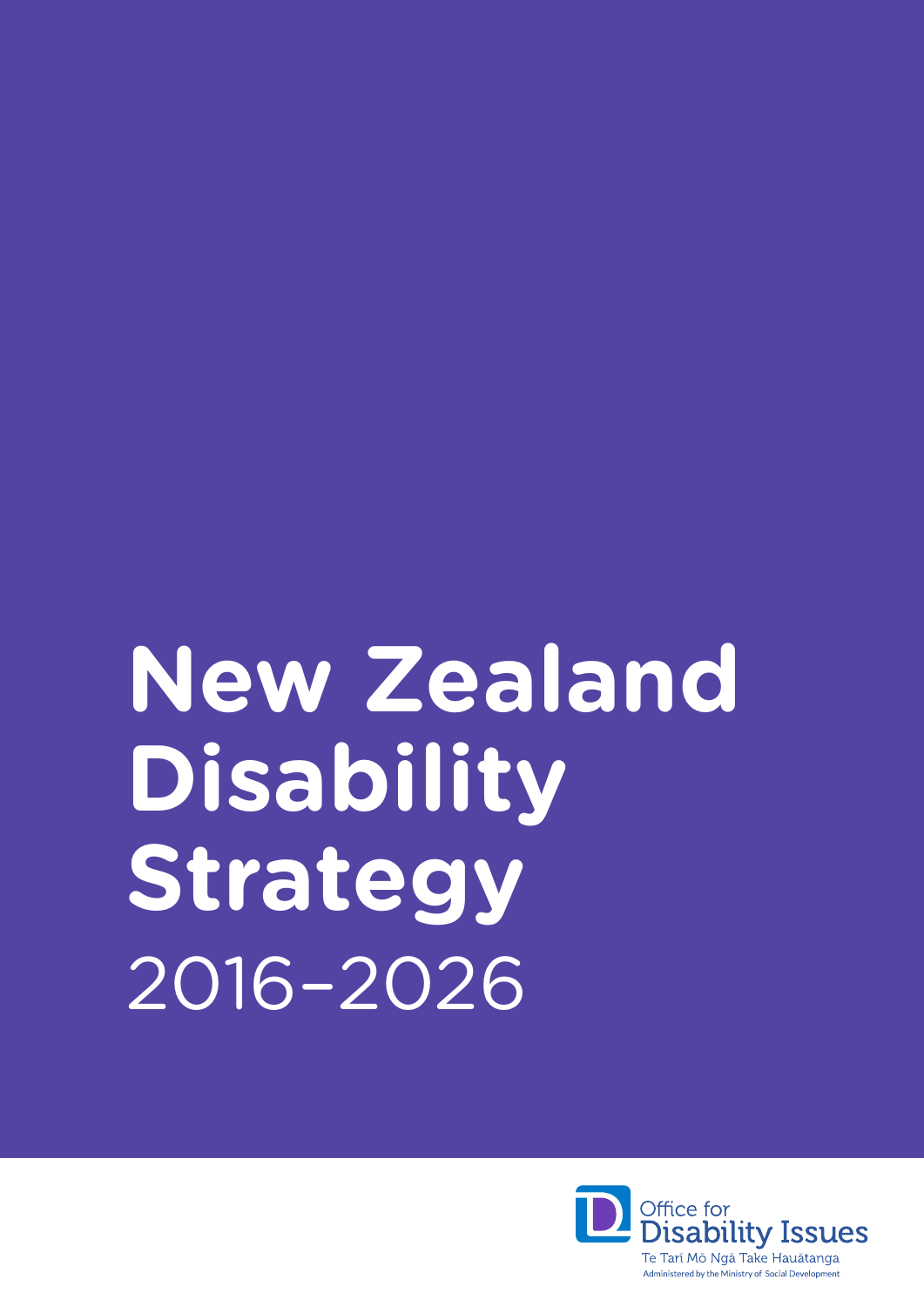# New Zealand Disability Strategy

2016–2026

Office for Disability Issues

Te Tari Mō Ngā Take Hauātanga

Administered by the Ministry of Social Development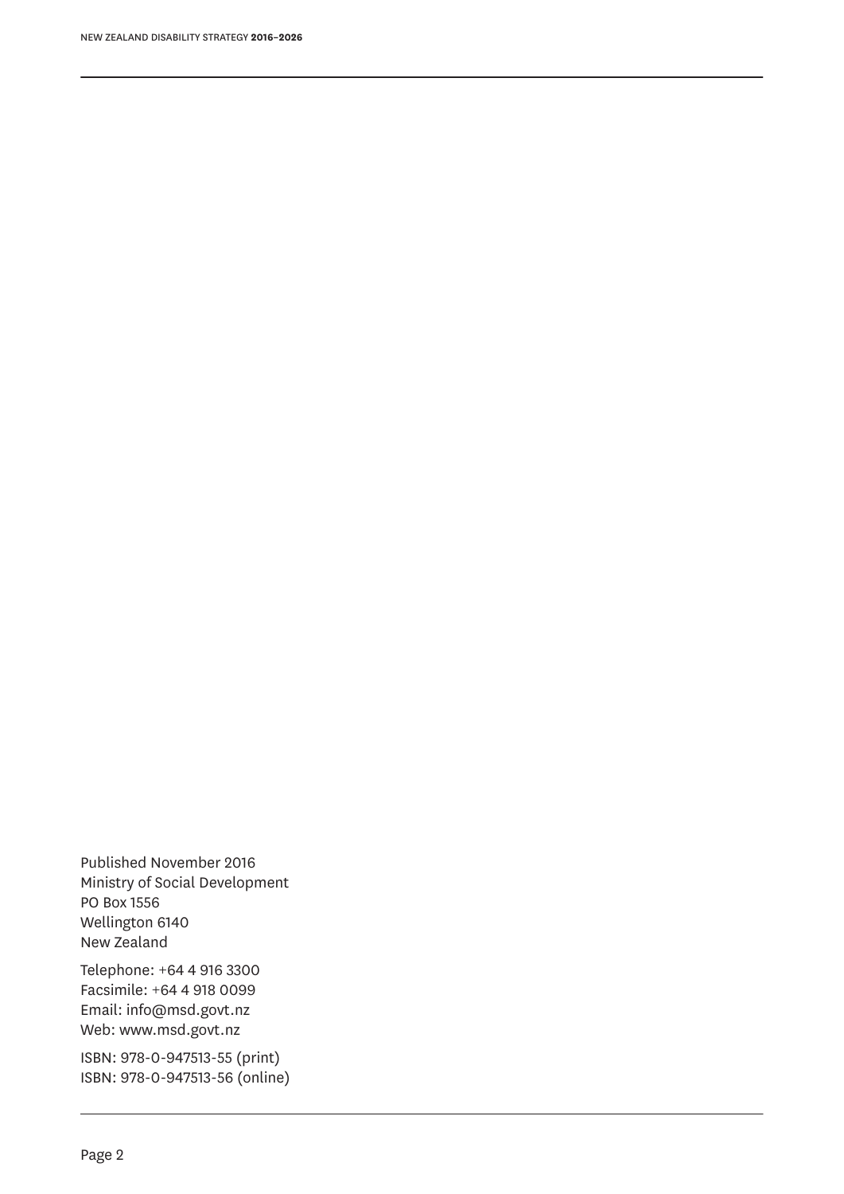Published November 2016
Ministry of Social Development
PO Box 1556
Wellington 6140
New Zealand

Telephone: +64 4 916 3300
Facsimile: +64 4 918 0099
Email: info@msd.govt.nz
Web: www.msd.govt.nz

ISBN: 978-0-947513-55 (print)
ISBN: 978-0-947513-56 (online)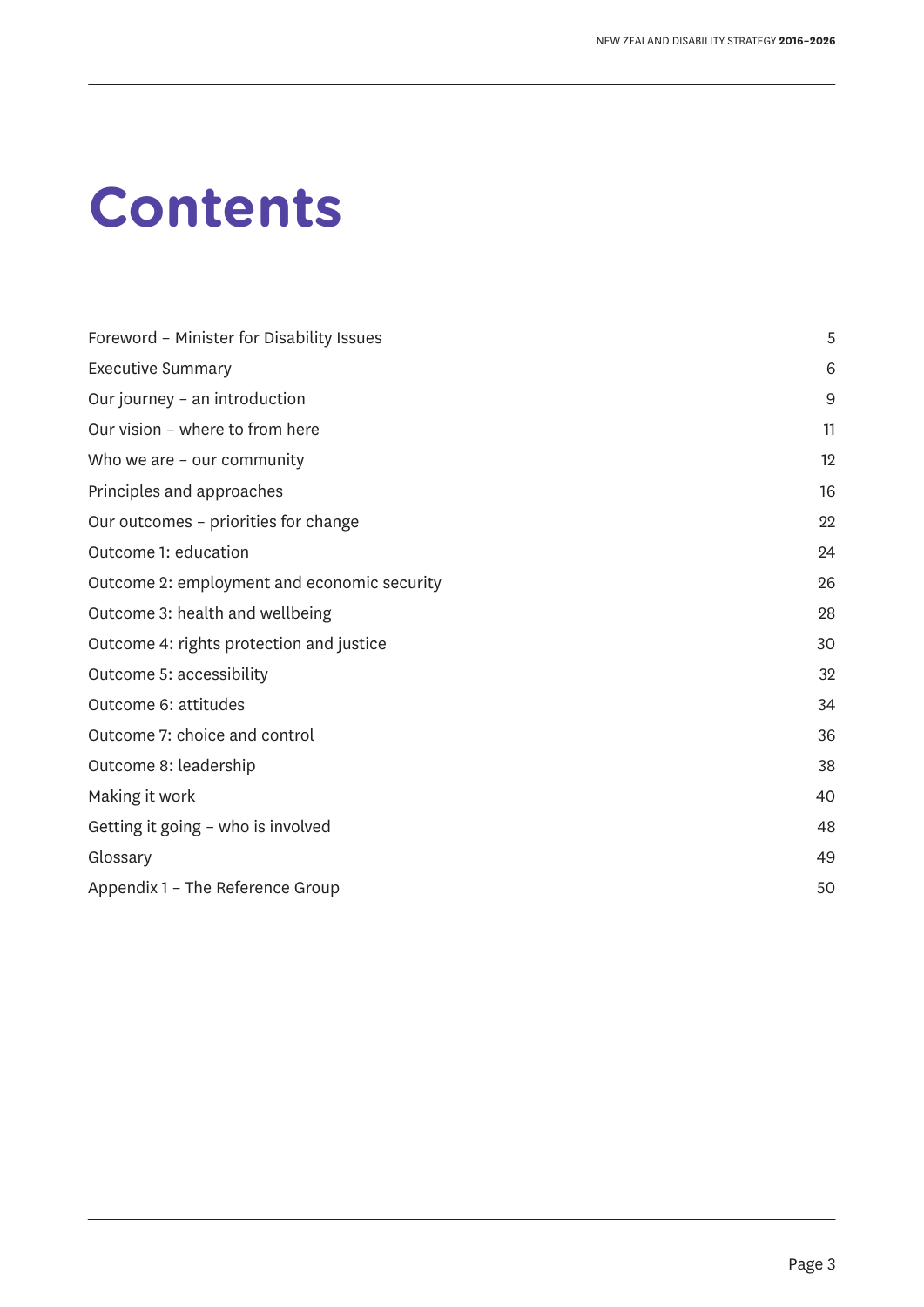# Contents

| | |
|---|---|
| Foreword – Minister for Disability Issues | 5 |
| Executive Summary | 6 |
| Our journey – an introduction | 9 |
| Our vision – where to from here | 11 |
| Who we are – our community | 12 |
| Principles and approaches | 16 |
| Our outcomes – priorities for change | 22 |
| Outcome 1: education | 24 |
| Outcome 2: employment and economic security | 26 |
| Outcome 3: health and wellbeing | 28 |
| Outcome 4: rights protection and justice | 30 |
| Outcome 5: accessibility | 32 |
| Outcome 6: attitudes | 34 |
| Outcome 7: choice and control | 36 |
| Outcome 8: leadership | 38 |
| Making it work | 40 |
| Getting it going – who is involved | 48 |
| Glossary | 49 |
| Appendix 1 – The Reference Group | 50 |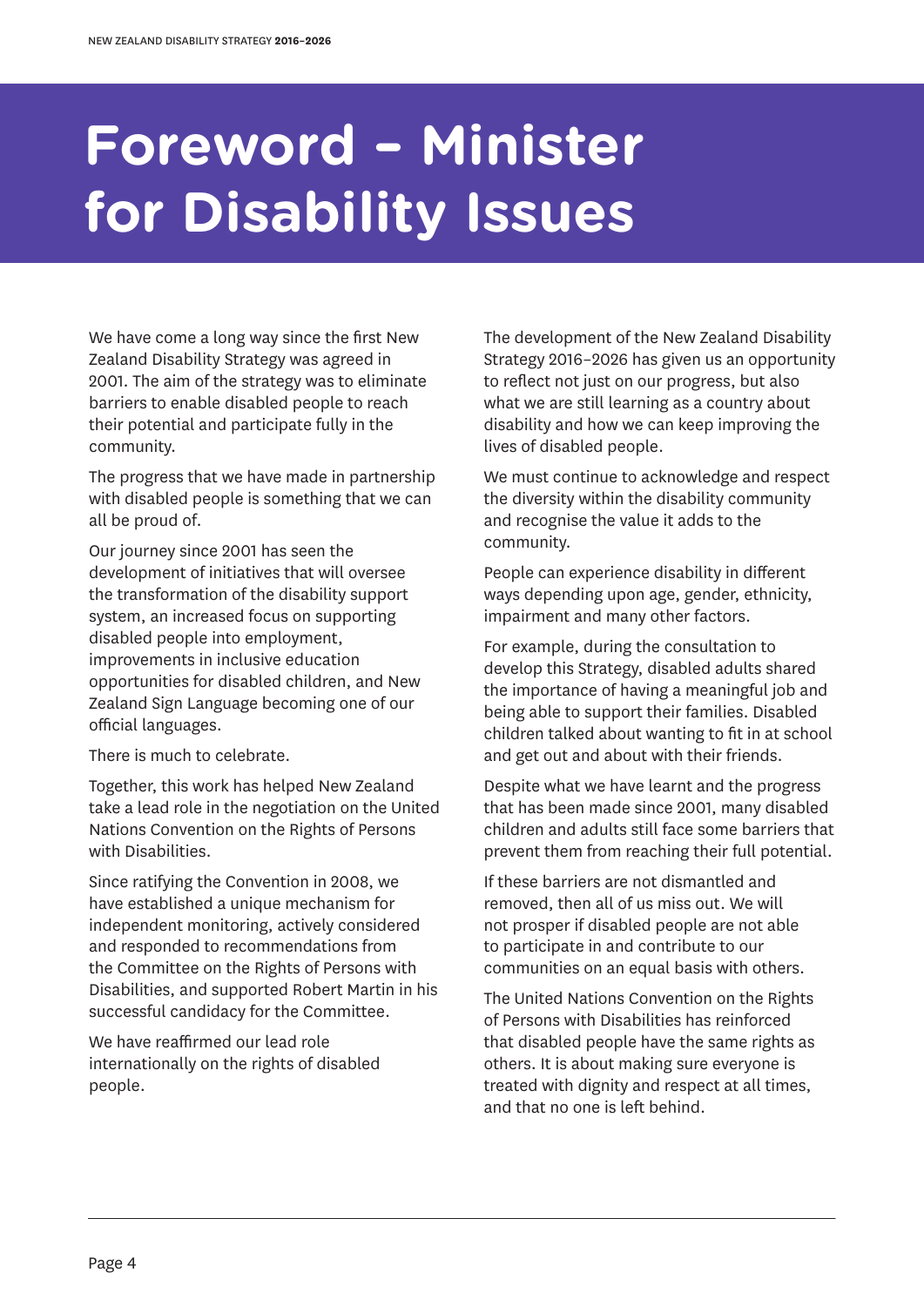# Foreword – Minister for Disability Issues

We have come a long way since the first New Zealand Disability Strategy was agreed in 2001. The aim of the strategy was to eliminate barriers to enable disabled people to reach their potential and participate fully in the community.

The progress that we have made in partnership with disabled people is something that we can all be proud of.

Our journey since 2001 has seen the development of initiatives that will oversee the transformation of the disability support system, an increased focus on supporting disabled people into employment, improvements in inclusive education opportunities for disabled children, and New Zealand Sign Language becoming one of our official languages.

There is much to celebrate.

Together, this work has helped New Zealand take a lead role in the negotiation on the United Nations Convention on the Rights of Persons with Disabilities.

Since ratifying the Convention in 2008, we have established a unique mechanism for independent monitoring, actively considered and responded to recommendations from the Committee on the Rights of Persons with Disabilities, and supported Robert Martin in his successful candidacy for the Committee.

We have reaffirmed our lead role internationally on the rights of disabled people.

The development of the New Zealand Disability Strategy 2016–2026 has given us an opportunity to reflect not just on our progress, but also what we are still learning as a country about disability and how we can keep improving the lives of disabled people.

We must continue to acknowledge and respect the diversity within the disability community and recognise the value it adds to the community.

People can experience disability in different ways depending upon age, gender, ethnicity, impairment and many other factors.

For example, during the consultation to develop this Strategy, disabled adults shared the importance of having a meaningful job and being able to support their families. Disabled children talked about wanting to fit in at school and get out and about with their friends.

Despite what we have learnt and the progress that has been made since 2001, many disabled children and adults still face some barriers that prevent them from reaching their full potential.

If these barriers are not dismantled and removed, then all of us miss out. We will not prosper if disabled people are not able to participate in and contribute to our communities on an equal basis with others.

The United Nations Convention on the Rights of Persons with Disabilities has reinforced that disabled people have the same rights as others. It is about making sure everyone is treated with dignity and respect at all times, and that no one is left behind.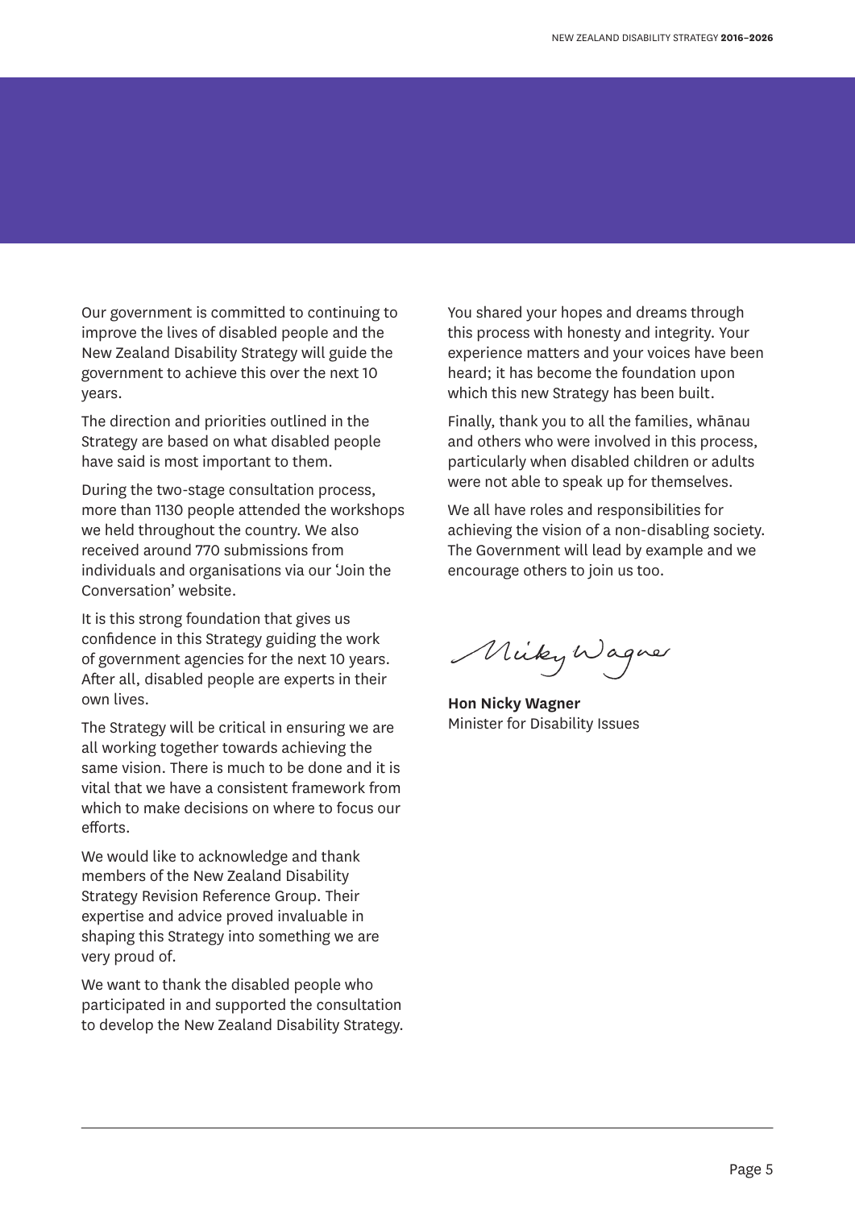Our government is committed to continuing to improve the lives of disabled people and the New Zealand Disability Strategy will guide the government to achieve this over the next 10 years.

The direction and priorities outlined in the Strategy are based on what disabled people have said is most important to them.

During the two-stage consultation process, more than 1130 people attended the workshops we held throughout the country. We also received around 770 submissions from individuals and organisations via our 'Join the Conversation' website.

It is this strong foundation that gives us confidence in this Strategy guiding the work of government agencies for the next 10 years. After all, disabled people are experts in their own lives.

The Strategy will be critical in ensuring we are all working together towards achieving the same vision. There is much to be done and it is vital that we have a consistent framework from which to make decisions on where to focus our efforts.

We would like to acknowledge and thank members of the New Zealand Disability Strategy Revision Reference Group. Their expertise and advice proved invaluable in shaping this Strategy into something we are very proud of.

We want to thank the disabled people who participated in and supported the consultation to develop the New Zealand Disability Strategy. You shared your hopes and dreams through this process with honesty and integrity. Your experience matters and your voices have been heard; it has become the foundation upon which this new Strategy has been built.

Finally, thank you to all the families, whānau and others who were involved in this process, particularly when disabled children or adults were not able to speak up for themselves.

We all have roles and responsibilities for achieving the vision of a non-disabling society. The Government will lead by example and we encourage others to join us too.

Nicky Wagner

**Hon Nicky Wagner**
Minister for Disability Issues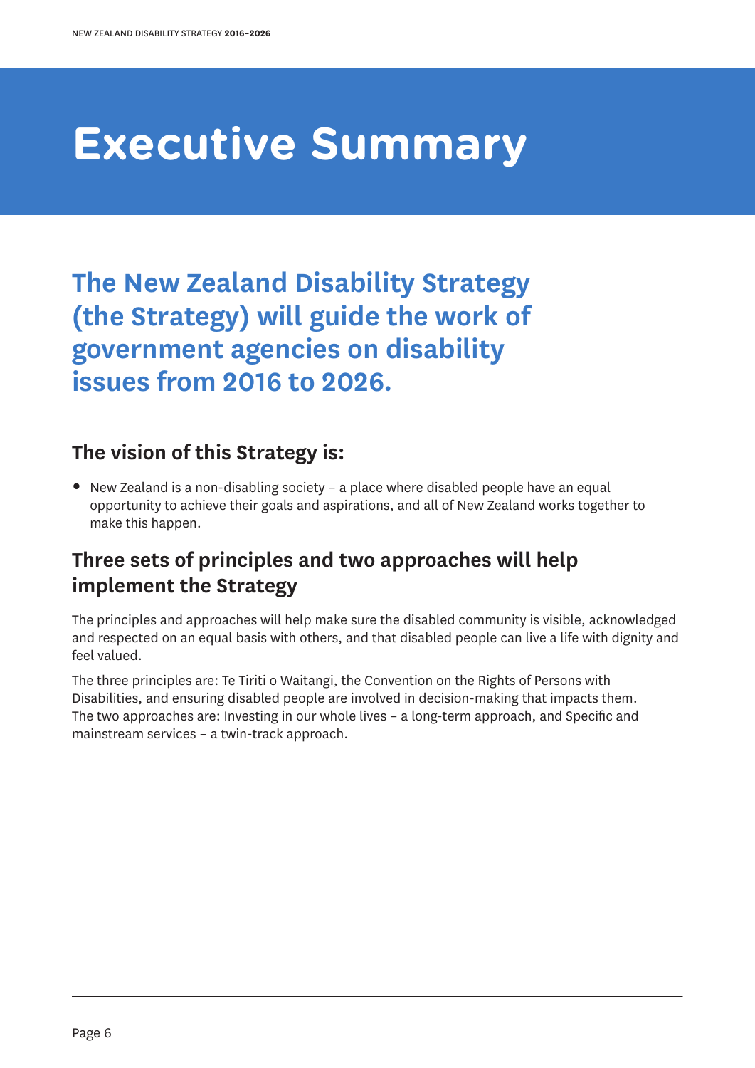# Executive Summary

## The New Zealand Disability Strategy (the Strategy) will guide the work of government agencies on disability issues from 2016 to 2026.

### The vision of this Strategy is:

- New Zealand is a non-disabling society – a place where disabled people have an equal opportunity to achieve their goals and aspirations, and all of New Zealand works together to make this happen.

### Three sets of principles and two approaches will help implement the Strategy

The principles and approaches will help make sure the disabled community is visible, acknowledged and respected on an equal basis with others, and that disabled people can live a life with dignity and feel valued.

The three principles are: Te Tiriti o Waitangi, the Convention on the Rights of Persons with Disabilities, and ensuring disabled people are involved in decision-making that impacts them. The two approaches are: Investing in our whole lives – a long-term approach, and Specific and mainstream services – a twin-track approach.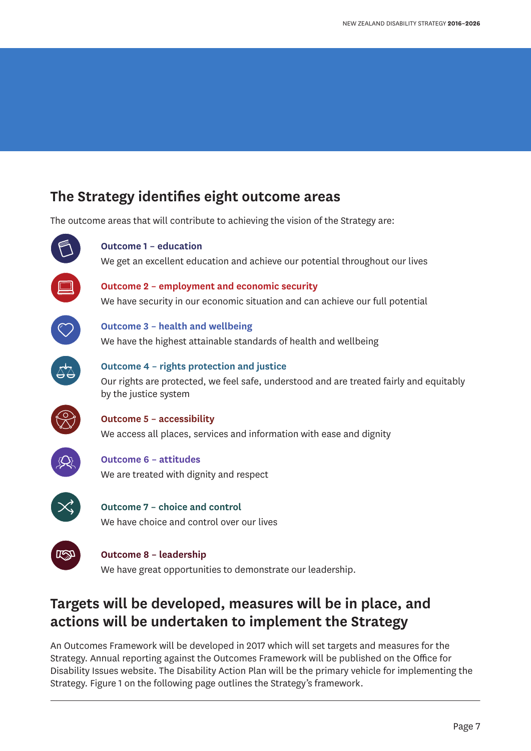## The Strategy identifies eight outcome areas

The outcome areas that will contribute to achieving the vision of the Strategy are:

**Outcome 1 – education**
We get an excellent education and achieve our potential throughout our lives

**Outcome 2 – employment and economic security**
We have security in our economic situation and can achieve our full potential

**Outcome 3 – health and wellbeing**
We have the highest attainable standards of health and wellbeing

**Outcome 4 – rights protection and justice**
Our rights are protected, we feel safe, understood and are treated fairly and equitably by the justice system

**Outcome 5 – accessibility**
We access all places, services and information with ease and dignity

**Outcome 6 – attitudes**
We are treated with dignity and respect

**Outcome 7 – choice and control**
We have choice and control over our lives

**Outcome 8 – leadership**
We have great opportunities to demonstrate our leadership.

## Targets will be developed, measures will be in place, and actions will be undertaken to implement the Strategy

An Outcomes Framework will be developed in 2017 which will set targets and measures for the Strategy. Annual reporting against the Outcomes Framework will be published on the Office for Disability Issues website. The Disability Action Plan will be the primary vehicle for implementing the Strategy. Figure 1 on the following page outlines the Strategy's framework.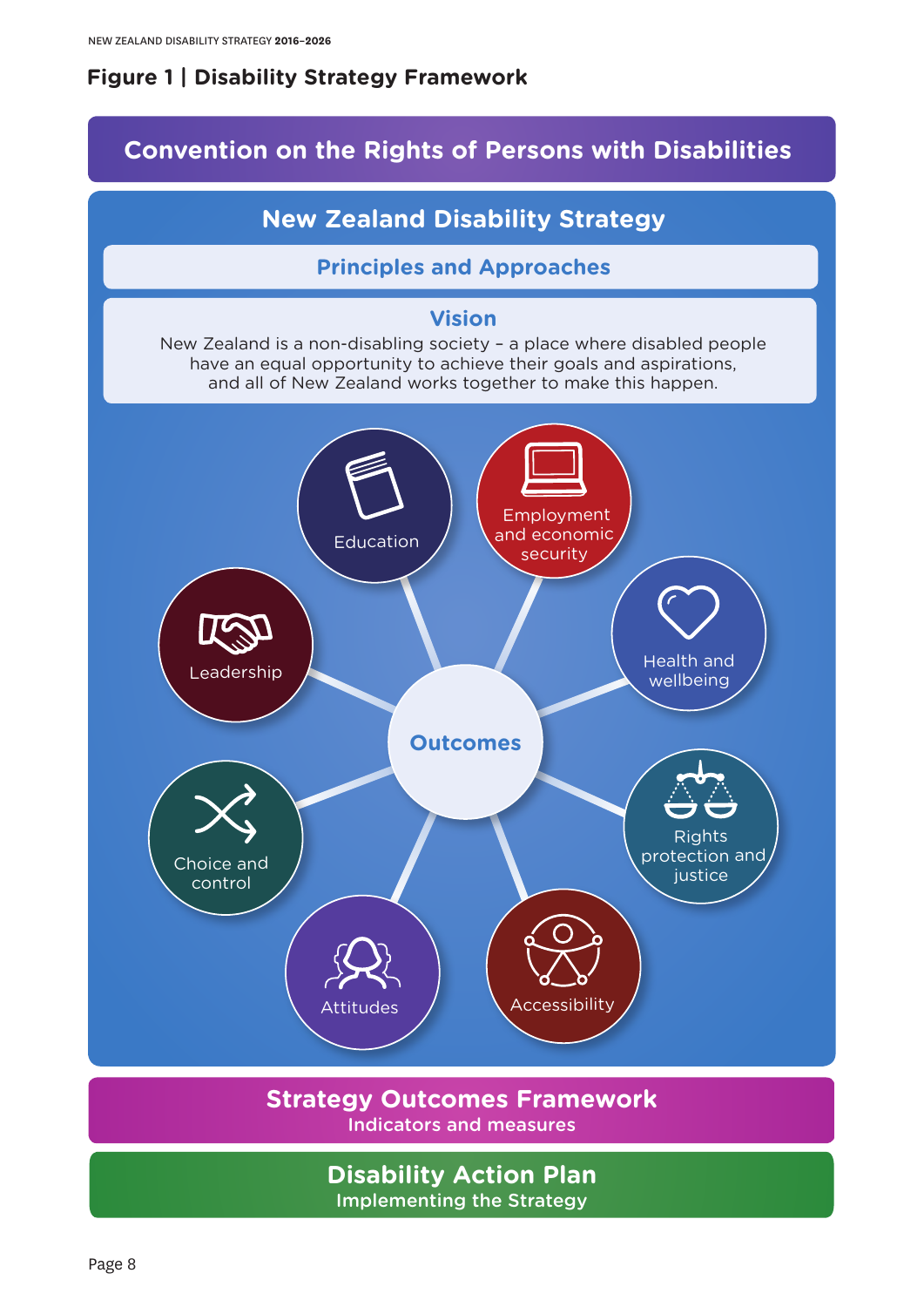## Figure 1 | Disability Strategy Framework

**Convention on the Rights of Persons with Disabilities**

**New Zealand Disability Strategy**

**Principles and Approaches**

**Vision**

New Zealand is a non-disabling society – a place where disabled people have an equal opportunity to achieve their goals and aspirations, and all of New Zealand works together to make this happen.

**Outcomes**

- Education
- Employment and economic security
- Health and wellbeing
- Rights protection and justice
- Accessibility
- Attitudes
- Choice and control
- Leadership

**Strategy Outcomes Framework**
Indicators and measures

**Disability Action Plan**
Implementing the Strategy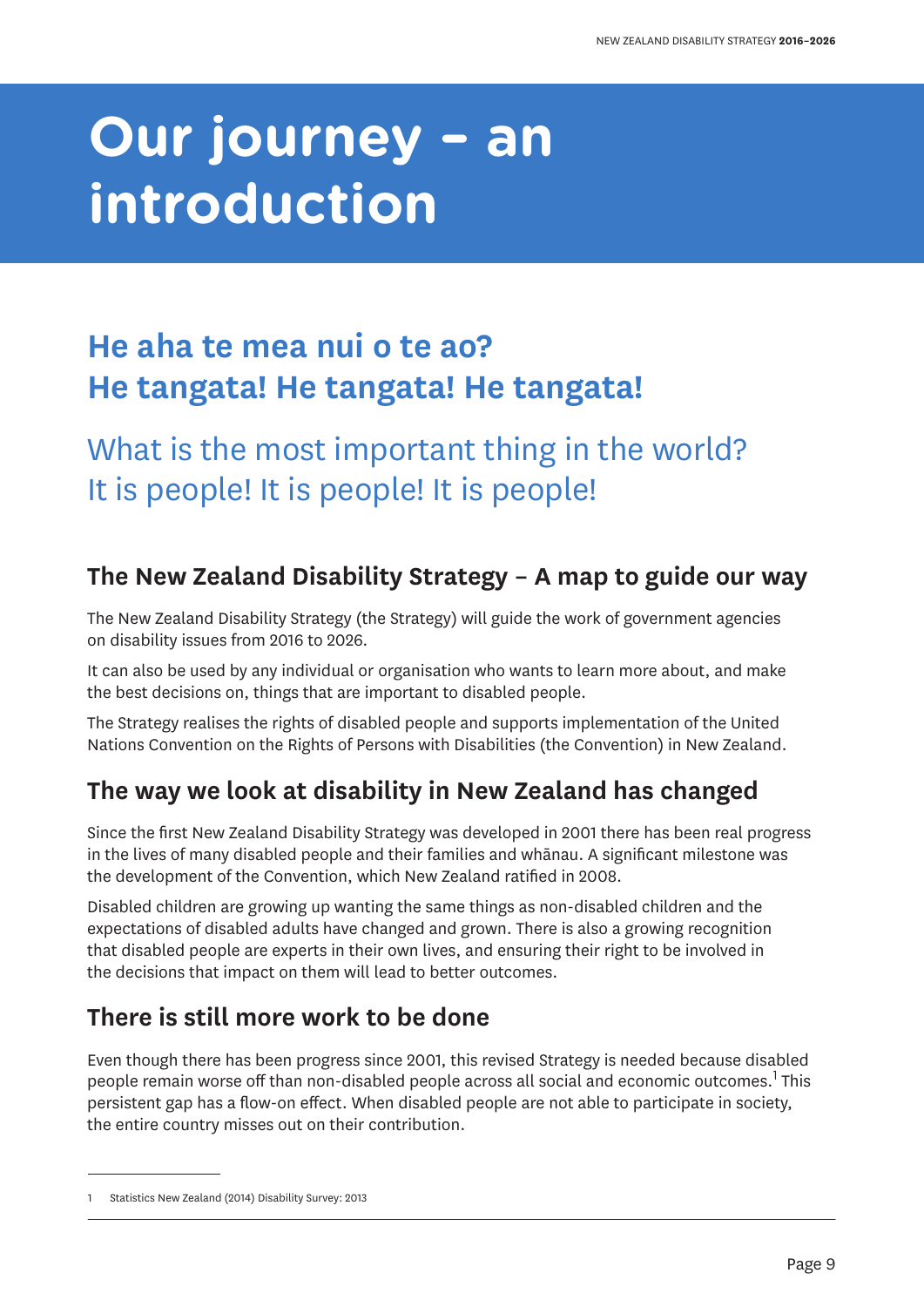# Our journey – an introduction

## He aha te mea nui o te ao?
## He tangata! He tangata! He tangata!

What is the most important thing in the world?
It is people! It is people! It is people!

### The New Zealand Disability Strategy – A map to guide our way

The New Zealand Disability Strategy (the Strategy) will guide the work of government agencies on disability issues from 2016 to 2026.

It can also be used by any individual or organisation who wants to learn more about, and make the best decisions on, things that are important to disabled people.

The Strategy realises the rights of disabled people and supports implementation of the United Nations Convention on the Rights of Persons with Disabilities (the Convention) in New Zealand.

### The way we look at disability in New Zealand has changed

Since the first New Zealand Disability Strategy was developed in 2001 there has been real progress in the lives of many disabled people and their families and whānau. A significant milestone was the development of the Convention, which New Zealand ratified in 2008.

Disabled children are growing up wanting the same things as non-disabled children and the expectations of disabled adults have changed and grown. There is also a growing recognition that disabled people are experts in their own lives, and ensuring their right to be involved in the decisions that impact on them will lead to better outcomes.

### There is still more work to be done

Even though there has been progress since 2001, this revised Strategy is needed because disabled people remain worse off than non-disabled people across all social and economic outcomes.[1] This persistent gap has a flow-on effect. When disabled people are not able to participate in society, the entire country misses out on their contribution.

---

1 Statistics New Zealand (2014) Disability Survey: 2013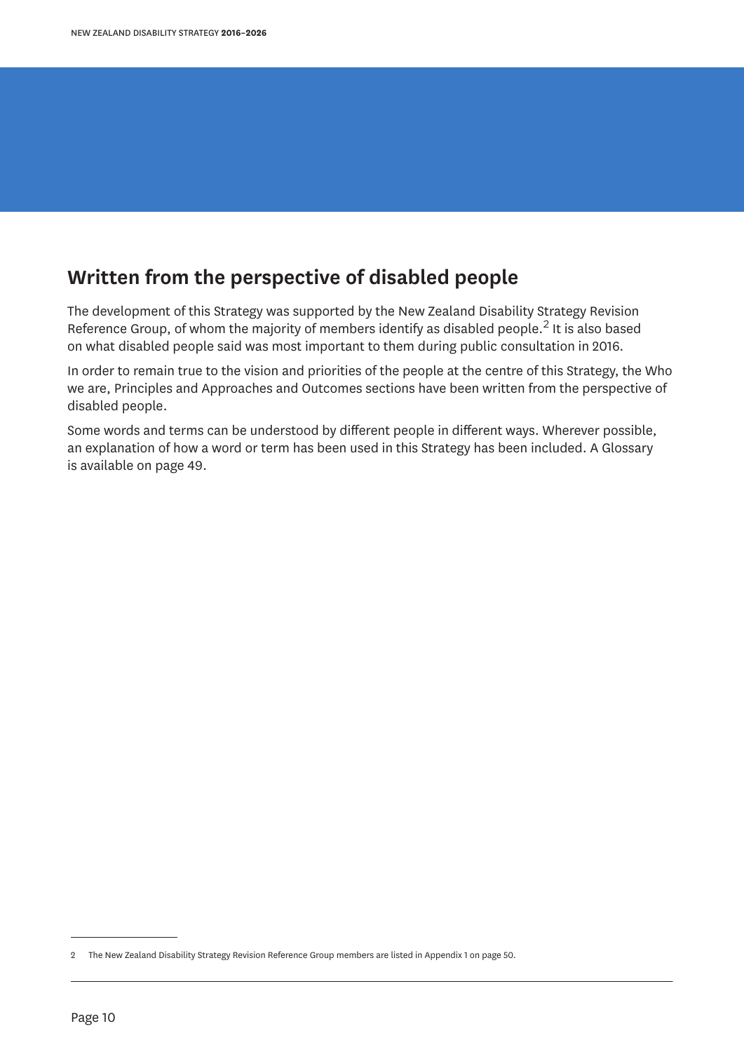## Written from the perspective of disabled people

The development of this Strategy was supported by the New Zealand Disability Strategy Revision Reference Group, of whom the majority of members identify as disabled people.[2] It is also based on what disabled people said was most important to them during public consultation in 2016.

In order to remain true to the vision and priorities of the people at the centre of this Strategy, the Who we are, Principles and Approaches and Outcomes sections have been written from the perspective of disabled people.

Some words and terms can be understood by different people in different ways. Wherever possible, an explanation of how a word or term has been used in this Strategy has been included. A Glossary is available on page 49.

---

2 The New Zealand Disability Strategy Revision Reference Group members are listed in Appendix 1 on page 50.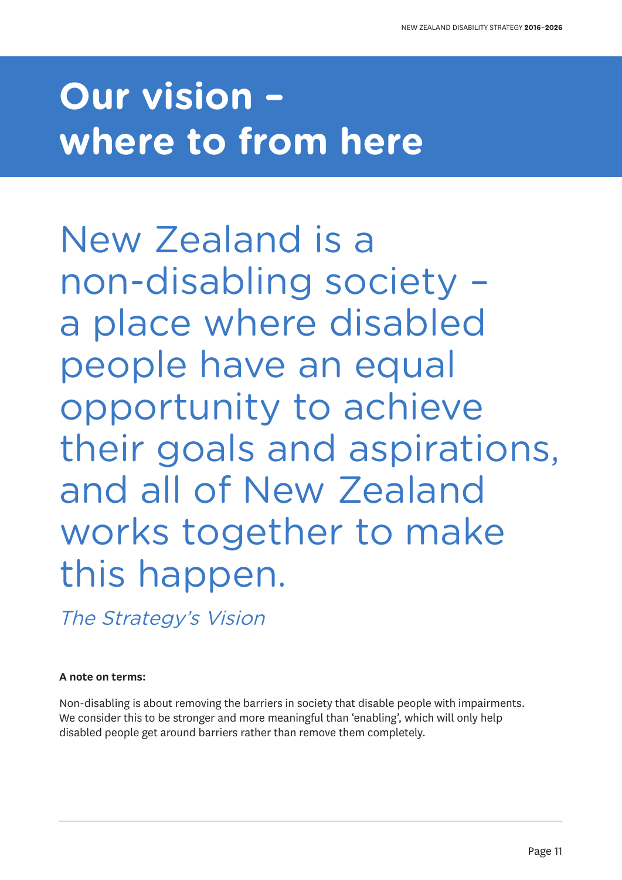# Our vision – where to from here

New Zealand is a non-disabling society – a place where disabled people have an equal opportunity to achieve their goals and aspirations, and all of New Zealand works together to make this happen.

*The Strategy's Vision*

**A note on terms:**

Non-disabling is about removing the barriers in society that disable people with impairments. We consider this to be stronger and more meaningful than 'enabling', which will only help disabled people get around barriers rather than remove them completely.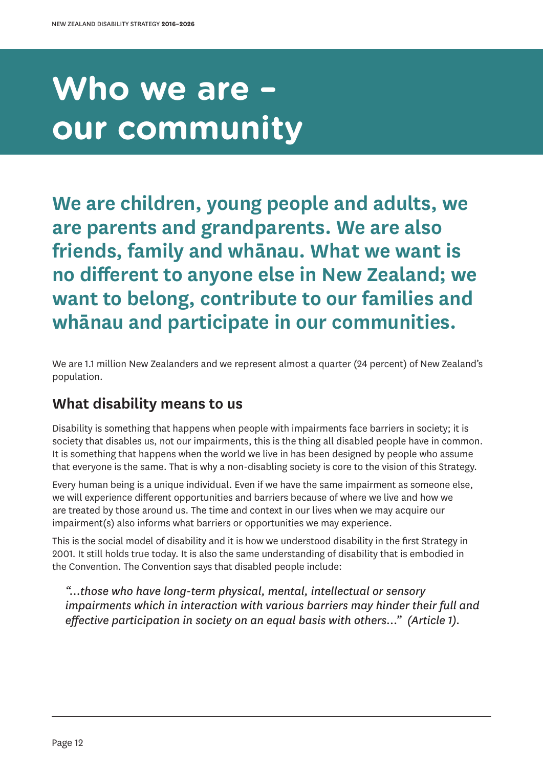# Who we are – our community

**We are children, young people and adults, we are parents and grandparents. We are also friends, family and whānau. What we want is no different to anyone else in New Zealand; we want to belong, contribute to our families and whānau and participate in our communities.**

We are 1.1 million New Zealanders and we represent almost a quarter (24 percent) of New Zealand's population.

## What disability means to us

Disability is something that happens when people with impairments face barriers in society; it is society that disables us, not our impairments, this is the thing all disabled people have in common. It is something that happens when the world we live in has been designed by people who assume that everyone is the same. That is why a non-disabling society is core to the vision of this Strategy.

Every human being is a unique individual. Even if we have the same impairment as someone else, we will experience different opportunities and barriers because of where we live and how we are treated by those around us. The time and context in our lives when we may acquire our impairment(s) also informs what barriers or opportunities we may experience.

This is the social model of disability and it is how we understood disability in the first Strategy in 2001. It still holds true today. It is also the same understanding of disability that is embodied in the Convention. The Convention says that disabled people include:

> *"…those who have long-term physical, mental, intellectual or sensory impairments which in interaction with various barriers may hinder their full and effective participation in society on an equal basis with others…" (Article 1).*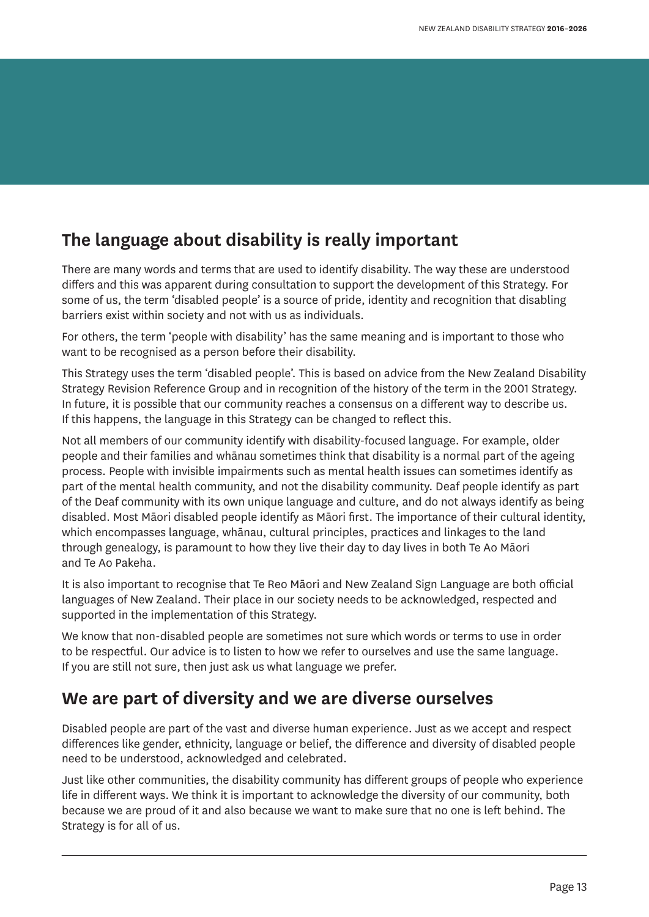## The language about disability is really important

There are many words and terms that are used to identify disability. The way these are understood differs and this was apparent during consultation to support the development of this Strategy. For some of us, the term 'disabled people' is a source of pride, identity and recognition that disabling barriers exist within society and not with us as individuals.

For others, the term 'people with disability' has the same meaning and is important to those who want to be recognised as a person before their disability.

This Strategy uses the term 'disabled people'. This is based on advice from the New Zealand Disability Strategy Revision Reference Group and in recognition of the history of the term in the 2001 Strategy. In future, it is possible that our community reaches a consensus on a different way to describe us. If this happens, the language in this Strategy can be changed to reflect this.

Not all members of our community identify with disability-focused language. For example, older people and their families and whānau sometimes think that disability is a normal part of the ageing process. People with invisible impairments such as mental health issues can sometimes identify as part of the mental health community, and not the disability community. Deaf people identify as part of the Deaf community with its own unique language and culture, and do not always identify as being disabled. Most Māori disabled people identify as Māori first. The importance of their cultural identity, which encompasses language, whānau, cultural principles, practices and linkages to the land through genealogy, is paramount to how they live their day to day lives in both Te Ao Māori and Te Ao Pakeha.

It is also important to recognise that Te Reo Māori and New Zealand Sign Language are both official languages of New Zealand. Their place in our society needs to be acknowledged, respected and supported in the implementation of this Strategy.

We know that non-disabled people are sometimes not sure which words or terms to use in order to be respectful. Our advice is to listen to how we refer to ourselves and use the same language. If you are still not sure, then just ask us what language we prefer.

## We are part of diversity and we are diverse ourselves

Disabled people are part of the vast and diverse human experience. Just as we accept and respect differences like gender, ethnicity, language or belief, the difference and diversity of disabled people need to be understood, acknowledged and celebrated.

Just like other communities, the disability community has different groups of people who experience life in different ways. We think it is important to acknowledge the diversity of our community, both because we are proud of it and also because we want to make sure that no one is left behind. The Strategy is for all of us.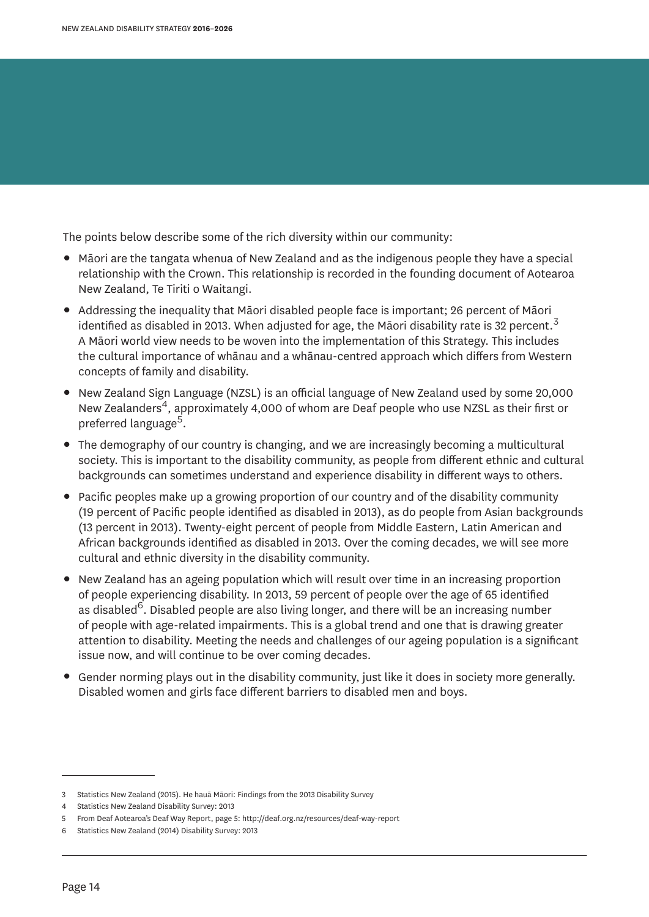The points below describe some of the rich diversity within our community:

- Māori are the tangata whenua of New Zealand and as the indigenous people they have a special relationship with the Crown. This relationship is recorded in the founding document of Aotearoa New Zealand, Te Tiriti o Waitangi.
- Addressing the inequality that Māori disabled people face is important; 26 percent of Māori identified as disabled in 2013. When adjusted for age, the Māori disability rate is 32 percent.[3] A Māori world view needs to be woven into the implementation of this Strategy. This includes the cultural importance of whānau and a whānau-centred approach which differs from Western concepts of family and disability.
- New Zealand Sign Language (NZSL) is an official language of New Zealand used by some 20,000 New Zealanders[4], approximately 4,000 of whom are Deaf people who use NZSL as their first or preferred language[5].
- The demography of our country is changing, and we are increasingly becoming a multicultural society. This is important to the disability community, as people from different ethnic and cultural backgrounds can sometimes understand and experience disability in different ways to others.
- Pacific peoples make up a growing proportion of our country and of the disability community (19 percent of Pacific people identified as disabled in 2013), as do people from Asian backgrounds (13 percent in 2013). Twenty-eight percent of people from Middle Eastern, Latin American and African backgrounds identified as disabled in 2013. Over the coming decades, we will see more cultural and ethnic diversity in the disability community.
- New Zealand has an ageing population which will result over time in an increasing proportion of people experiencing disability. In 2013, 59 percent of people over the age of 65 identified as disabled[6]. Disabled people are also living longer, and there will be an increasing number of people with age-related impairments. This is a global trend and one that is drawing greater attention to disability. Meeting the needs and challenges of our ageing population is a significant issue now, and will continue to be over coming decades.
- Gender norming plays out in the disability community, just like it does in society more generally. Disabled women and girls face different barriers to disabled men and boys.

---

3 Statistics New Zealand (2015). He hauā Māori: Findings from the 2013 Disability Survey

4 Statistics New Zealand Disability Survey: 2013

5 From Deaf Aotearoa's Deaf Way Report, page 5: http://deaf.org.nz/resources/deaf-way-report

6 Statistics New Zealand (2014) Disability Survey: 2013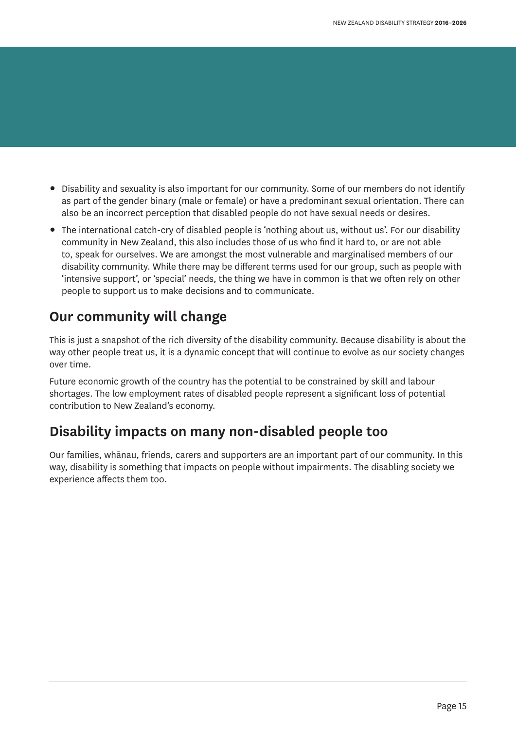- Disability and sexuality is also important for our community. Some of our members do not identify as part of the gender binary (male or female) or have a predominant sexual orientation. There can also be an incorrect perception that disabled people do not have sexual needs or desires.
- The international catch-cry of disabled people is 'nothing about us, without us'. For our disability community in New Zealand, this also includes those of us who find it hard to, or are not able to, speak for ourselves. We are amongst the most vulnerable and marginalised members of our disability community. While there may be different terms used for our group, such as people with 'intensive support', or 'special' needs, the thing we have in common is that we often rely on other people to support us to make decisions and to communicate.

## Our community will change

This is just a snapshot of the rich diversity of the disability community. Because disability is about the way other people treat us, it is a dynamic concept that will continue to evolve as our society changes over time.

Future economic growth of the country has the potential to be constrained by skill and labour shortages. The low employment rates of disabled people represent a significant loss of potential contribution to New Zealand's economy.

## Disability impacts on many non-disabled people too

Our families, whānau, friends, carers and supporters are an important part of our community. In this way, disability is something that impacts on people without impairments. The disabling society we experience affects them too.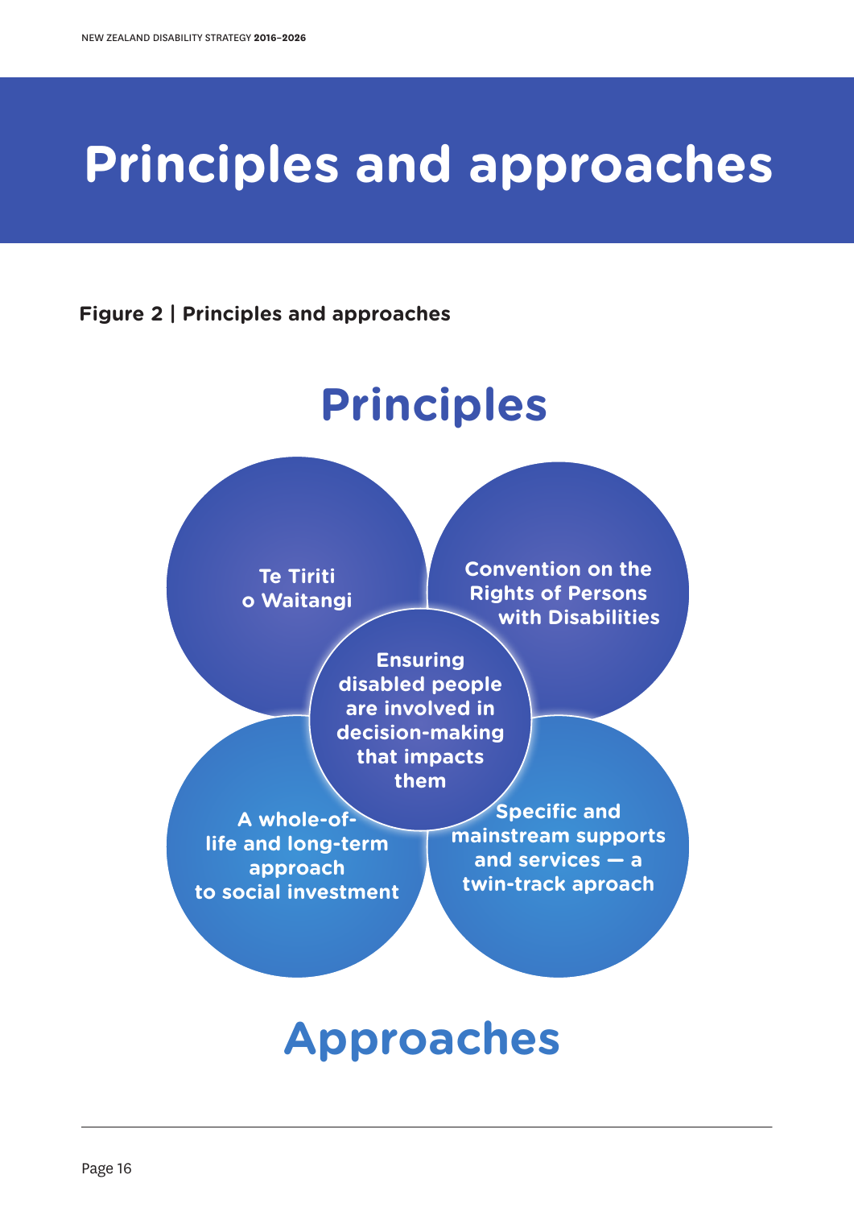# Principles and approaches

**Figure 2 | Principles and approaches**

## Principles

- Te Tiriti o Waitangi
- Convention on the Rights of Persons with Disabilities
- Ensuring disabled people are involved in decision-making that impacts them
- A whole-of-life and long-term approach to social investment
- Specific and mainstream supports and services — a twin-track aproach

## Approaches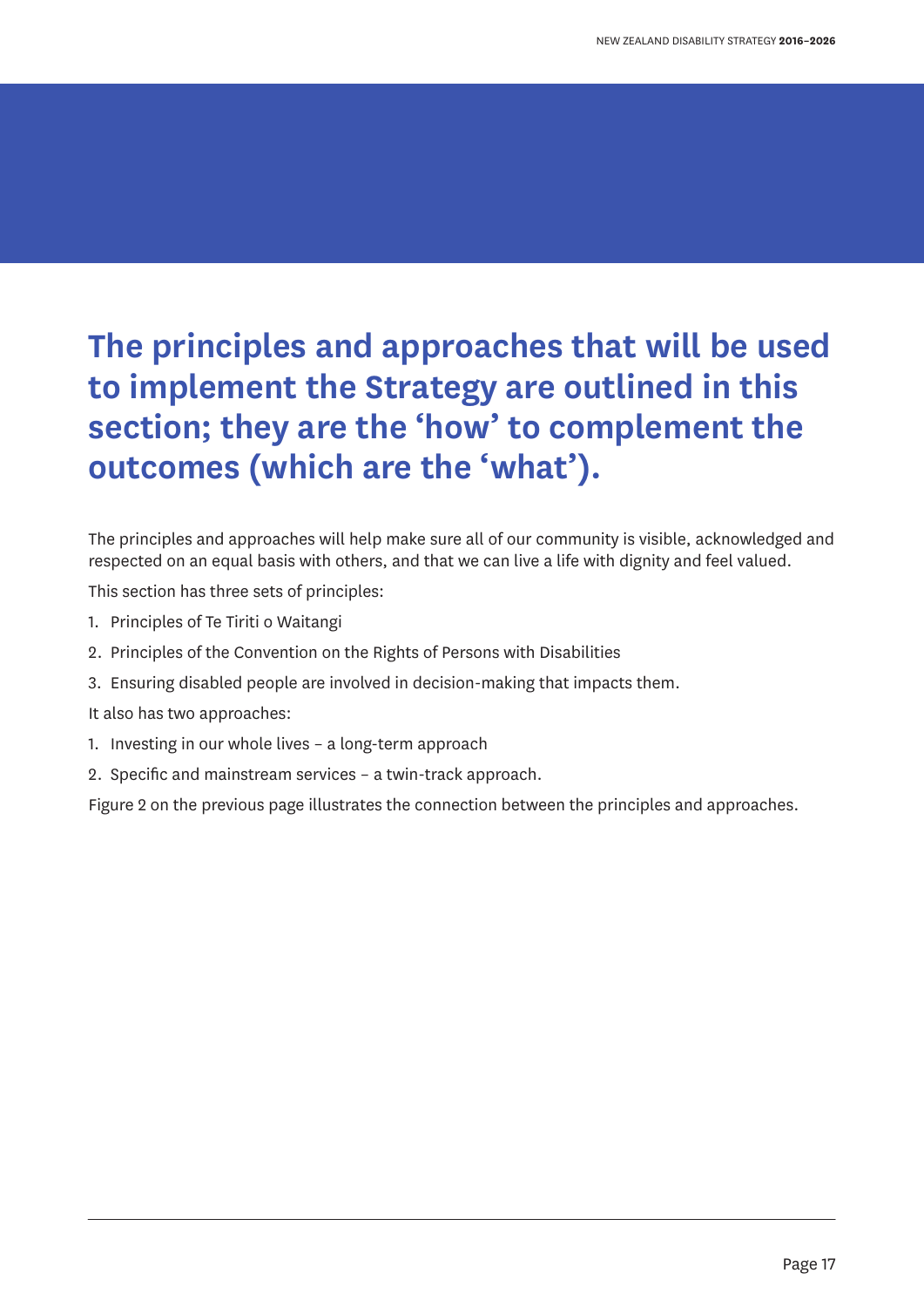## The principles and approaches that will be used to implement the Strategy are outlined in this section; they are the 'how' to complement the outcomes (which are the 'what').

The principles and approaches will help make sure all of our community is visible, acknowledged and respected on an equal basis with others, and that we can live a life with dignity and feel valued.

This section has three sets of principles:

1. Principles of Te Tiriti o Waitangi
2. Principles of the Convention on the Rights of Persons with Disabilities
3. Ensuring disabled people are involved in decision-making that impacts them.

It also has two approaches:

1. Investing in our whole lives – a long-term approach
2. Specific and mainstream services – a twin-track approach.

Figure 2 on the previous page illustrates the connection between the principles and approaches.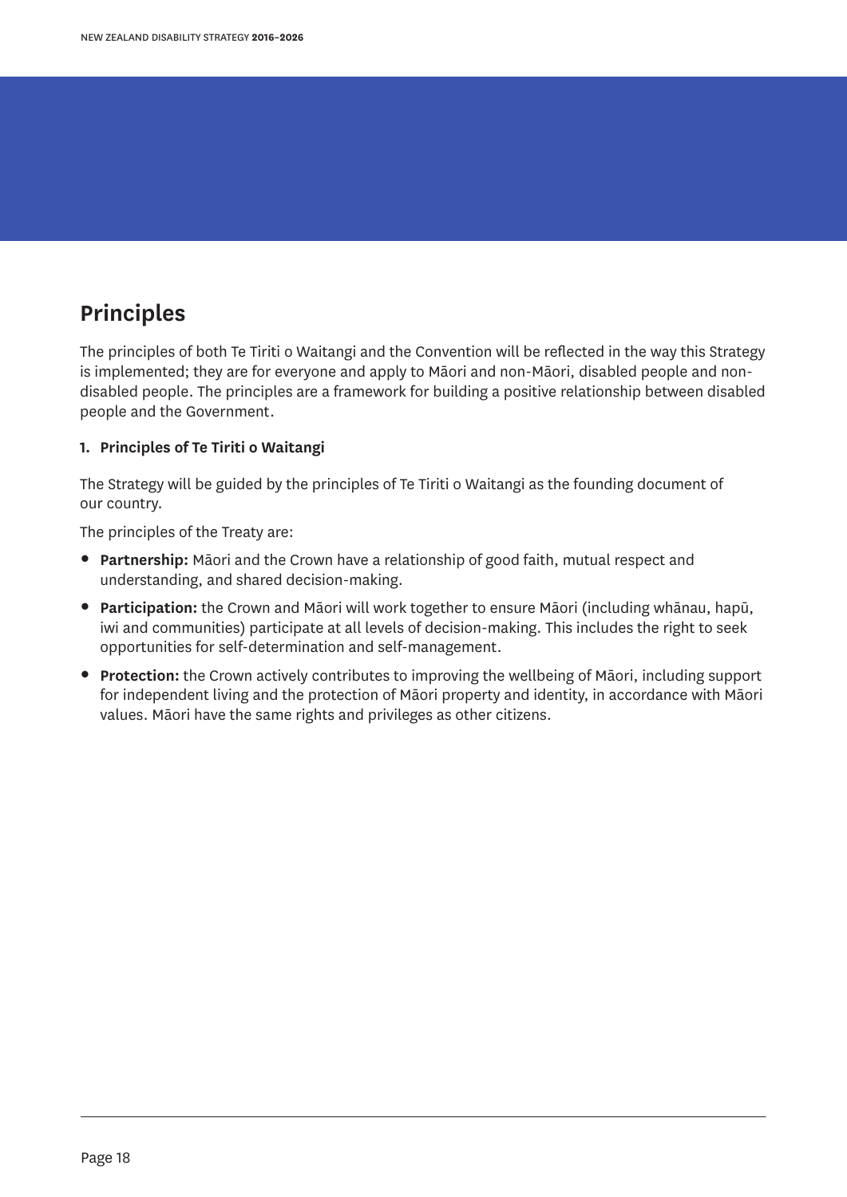## Principles

The principles of both Te Tiriti o Waitangi and the Convention will be reflected in the way this Strategy is implemented; they are for everyone and apply to Māori and non-Māori, disabled people and non-disabled people. The principles are a framework for building a positive relationship between disabled people and the Government.

**1. Principles of Te Tiriti o Waitangi**

The Strategy will be guided by the principles of Te Tiriti o Waitangi as the founding document of our country.

The principles of the Treaty are:

- **Partnership:** Māori and the Crown have a relationship of good faith, mutual respect and understanding, and shared decision-making.
- **Participation:** the Crown and Māori will work together to ensure Māori (including whānau, hapū, iwi and communities) participate at all levels of decision-making. This includes the right to seek opportunities for self-determination and self-management.
- **Protection:** the Crown actively contributes to improving the wellbeing of Māori, including support for independent living and the protection of Māori property and identity, in accordance with Māori values. Māori have the same rights and privileges as other citizens.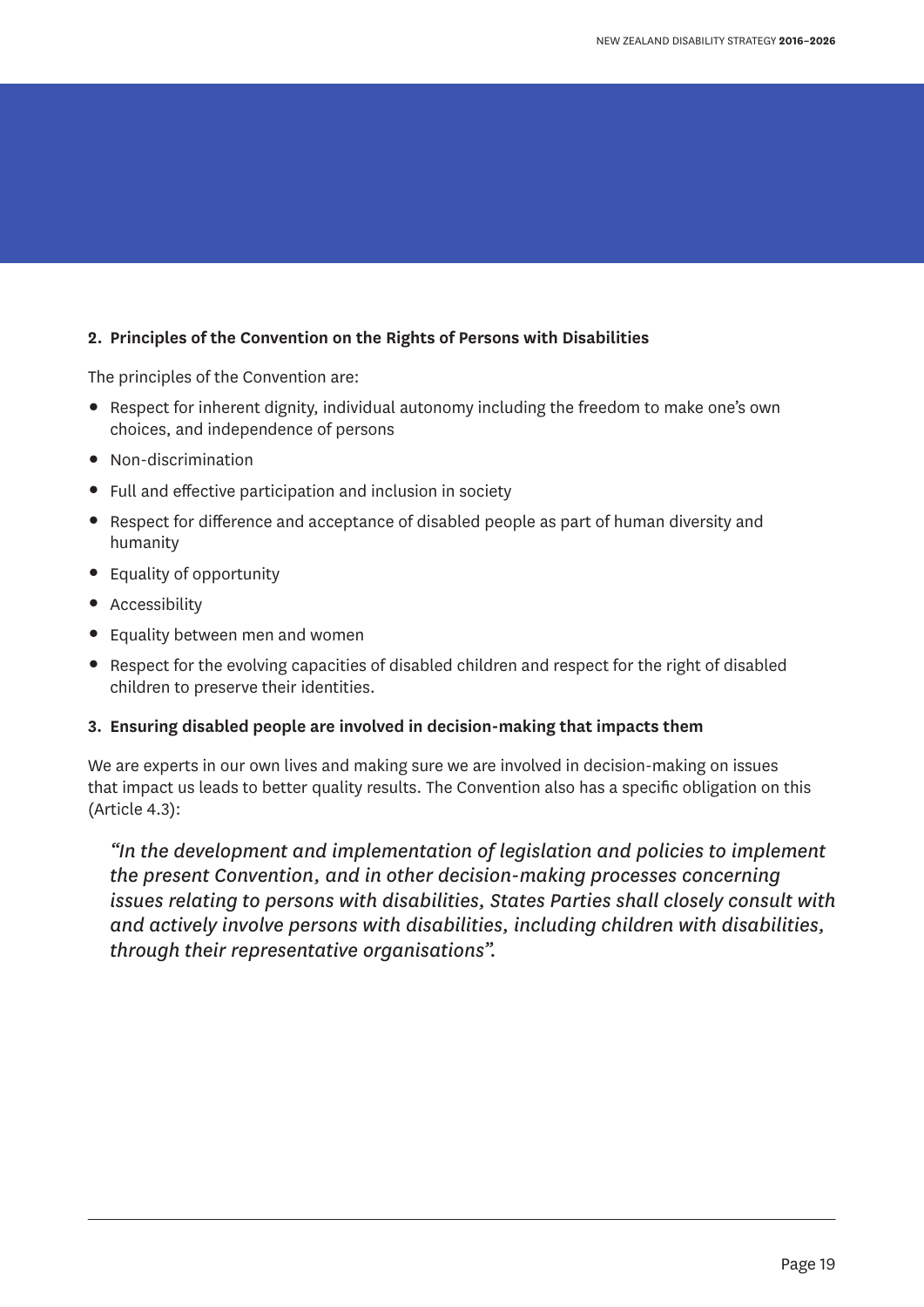**2. Principles of the Convention on the Rights of Persons with Disabilities**

The principles of the Convention are:

- Respect for inherent dignity, individual autonomy including the freedom to make one's own choices, and independence of persons
- Non-discrimination
- Full and effective participation and inclusion in society
- Respect for difference and acceptance of disabled people as part of human diversity and humanity
- Equality of opportunity
- Accessibility
- Equality between men and women
- Respect for the evolving capacities of disabled children and respect for the right of disabled children to preserve their identities.

**3. Ensuring disabled people are involved in decision-making that impacts them**

We are experts in our own lives and making sure we are involved in decision-making on issues that impact us leads to better quality results. The Convention also has a specific obligation on this (Article 4.3):

> *"In the development and implementation of legislation and policies to implement the present Convention, and in other decision-making processes concerning issues relating to persons with disabilities, States Parties shall closely consult with and actively involve persons with disabilities, including children with disabilities, through their representative organisations".*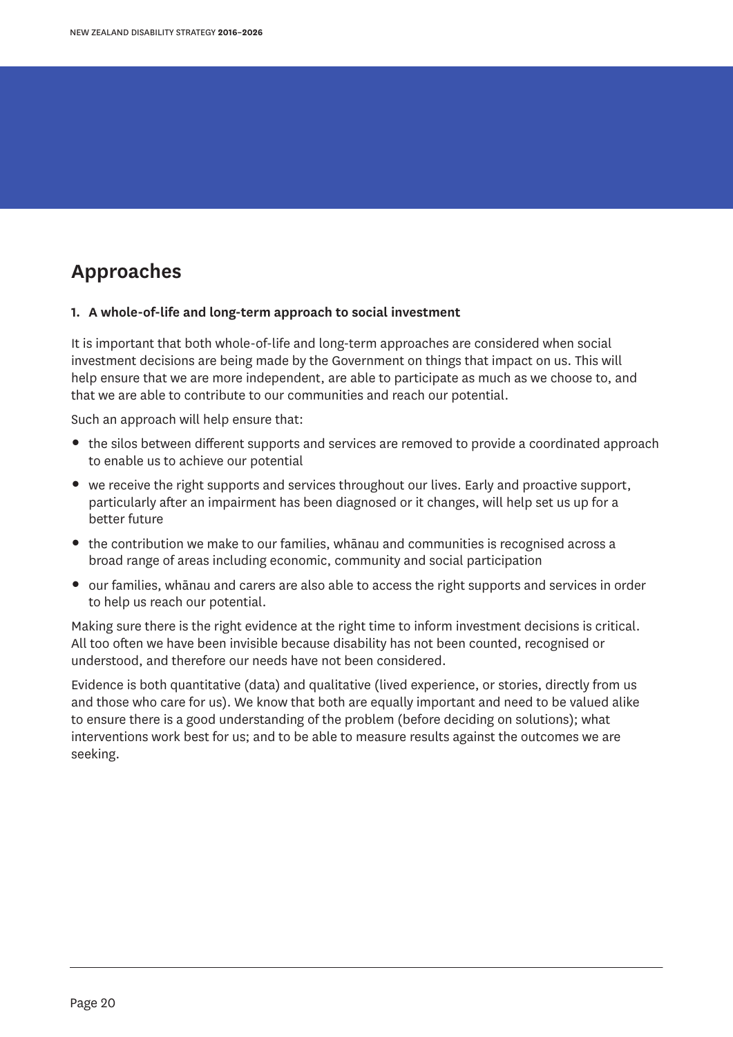## Approaches

**1. A whole-of-life and long-term approach to social investment**

It is important that both whole-of-life and long-term approaches are considered when social investment decisions are being made by the Government on things that impact on us. This will help ensure that we are more independent, are able to participate as much as we choose to, and that we are able to contribute to our communities and reach our potential.

Such an approach will help ensure that:

- the silos between different supports and services are removed to provide a coordinated approach to enable us to achieve our potential
- we receive the right supports and services throughout our lives. Early and proactive support, particularly after an impairment has been diagnosed or it changes, will help set us up for a better future
- the contribution we make to our families, whānau and communities is recognised across a broad range of areas including economic, community and social participation
- our families, whānau and carers are also able to access the right supports and services in order to help us reach our potential.

Making sure there is the right evidence at the right time to inform investment decisions is critical. All too often we have been invisible because disability has not been counted, recognised or understood, and therefore our needs have not been considered.

Evidence is both quantitative (data) and qualitative (lived experience, or stories, directly from us and those who care for us). We know that both are equally important and need to be valued alike to ensure there is a good understanding of the problem (before deciding on solutions); what interventions work best for us; and to be able to measure results against the outcomes we are seeking.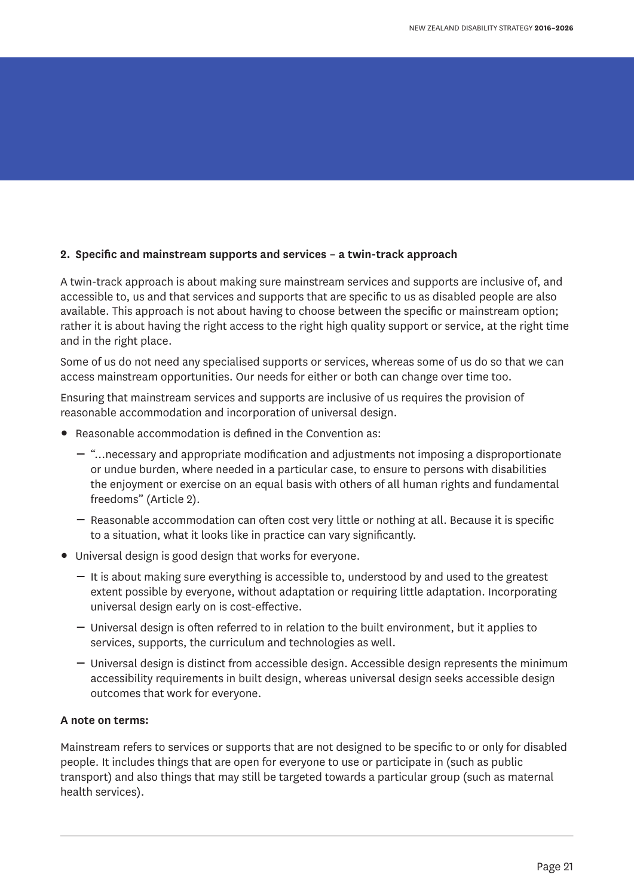**2. Specific and mainstream supports and services – a twin-track approach**

A twin-track approach is about making sure mainstream services and supports are inclusive of, and accessible to, us and that services and supports that are specific to us as disabled people are also available. This approach is not about having to choose between the specific or mainstream option; rather it is about having the right access to the right high quality support or service, at the right time and in the right place.

Some of us do not need any specialised supports or services, whereas some of us do so that we can access mainstream opportunities. Our needs for either or both can change over time too.

Ensuring that mainstream services and supports are inclusive of us requires the provision of reasonable accommodation and incorporation of universal design.

- Reasonable accommodation is defined in the Convention as:
  - "…necessary and appropriate modification and adjustments not imposing a disproportionate or undue burden, where needed in a particular case, to ensure to persons with disabilities the enjoyment or exercise on an equal basis with others of all human rights and fundamental freedoms" (Article 2).
  - Reasonable accommodation can often cost very little or nothing at all. Because it is specific to a situation, what it looks like in practice can vary significantly.
- Universal design is good design that works for everyone.
  - It is about making sure everything is accessible to, understood by and used to the greatest extent possible by everyone, without adaptation or requiring little adaptation. Incorporating universal design early on is cost-effective.
  - Universal design is often referred to in relation to the built environment, but it applies to services, supports, the curriculum and technologies as well.
  - Universal design is distinct from accessible design. Accessible design represents the minimum accessibility requirements in built design, whereas universal design seeks accessible design outcomes that work for everyone.

**A note on terms:**

Mainstream refers to services or supports that are not designed to be specific to or only for disabled people. It includes things that are open for everyone to use or participate in (such as public transport) and also things that may still be targeted towards a particular group (such as maternal health services).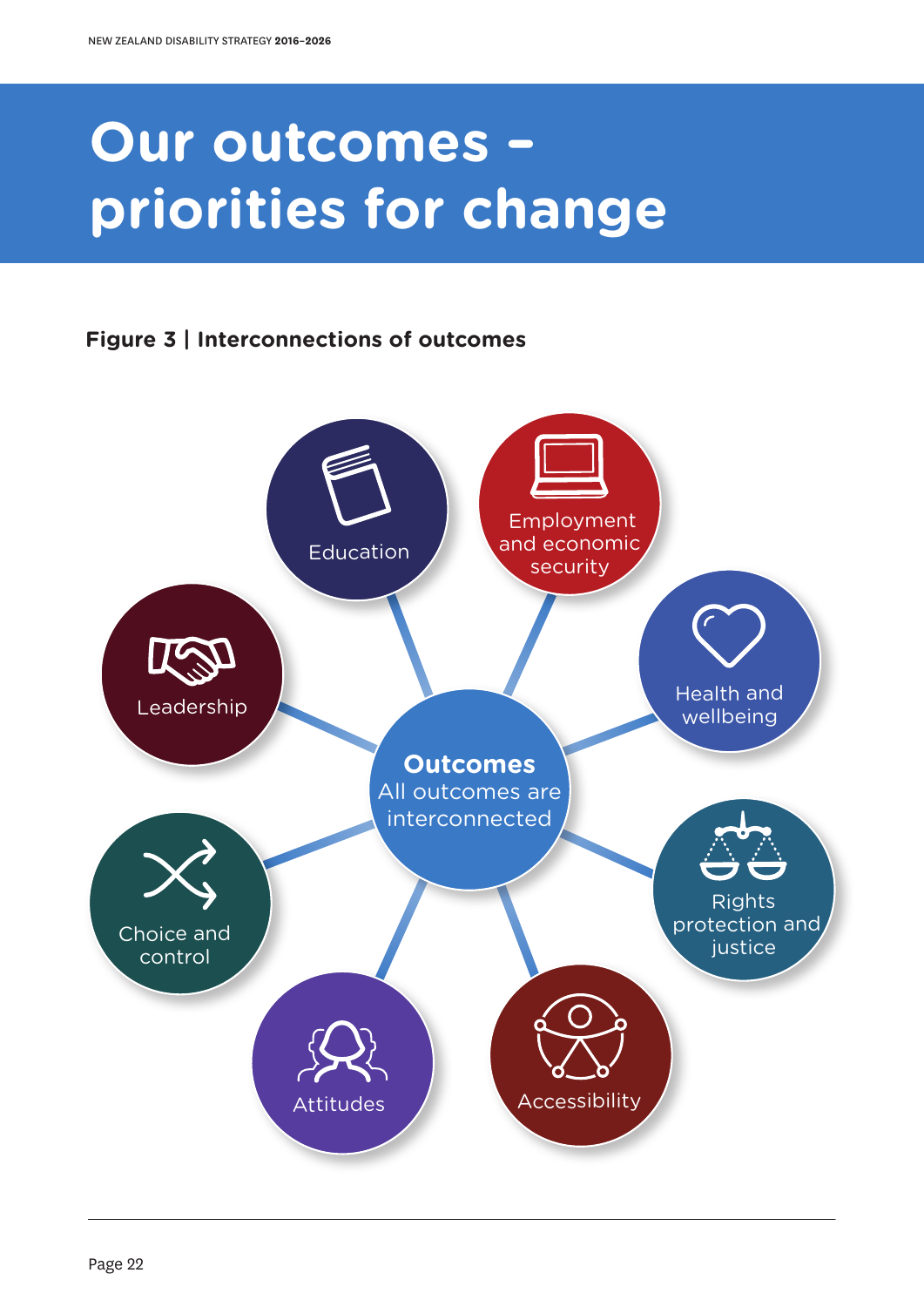# Our outcomes – priorities for change

**Figure 3 | Interconnections of outcomes**

**Outcomes**
All outcomes are interconnected

- Education
- Employment and economic security
- Health and wellbeing
- Rights protection and justice
- Accessibility
- Attitudes
- Choice and control
- Leadership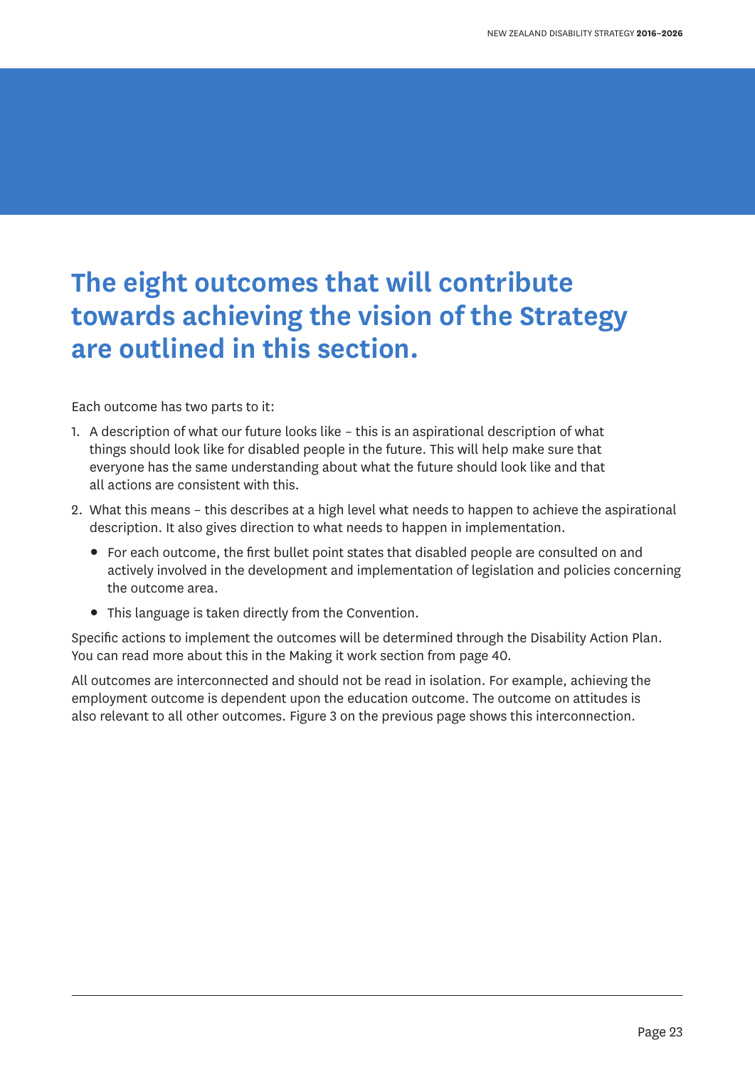# The eight outcomes that will contribute towards achieving the vision of the Strategy are outlined in this section.

Each outcome has two parts to it:

1. A description of what our future looks like – this is an aspirational description of what things should look like for disabled people in the future. This will help make sure that everyone has the same understanding about what the future should look like and that all actions are consistent with this.
2. What this means – this describes at a high level what needs to happen to achieve the aspirational description. It also gives direction to what needs to happen in implementation.
   - For each outcome, the first bullet point states that disabled people are consulted on and actively involved in the development and implementation of legislation and policies concerning the outcome area.
   - This language is taken directly from the Convention.

Specific actions to implement the outcomes will be determined through the Disability Action Plan. You can read more about this in the Making it work section from page 40.

All outcomes are interconnected and should not be read in isolation. For example, achieving the employment outcome is dependent upon the education outcome. The outcome on attitudes is also relevant to all other outcomes. Figure 3 on the previous page shows this interconnection.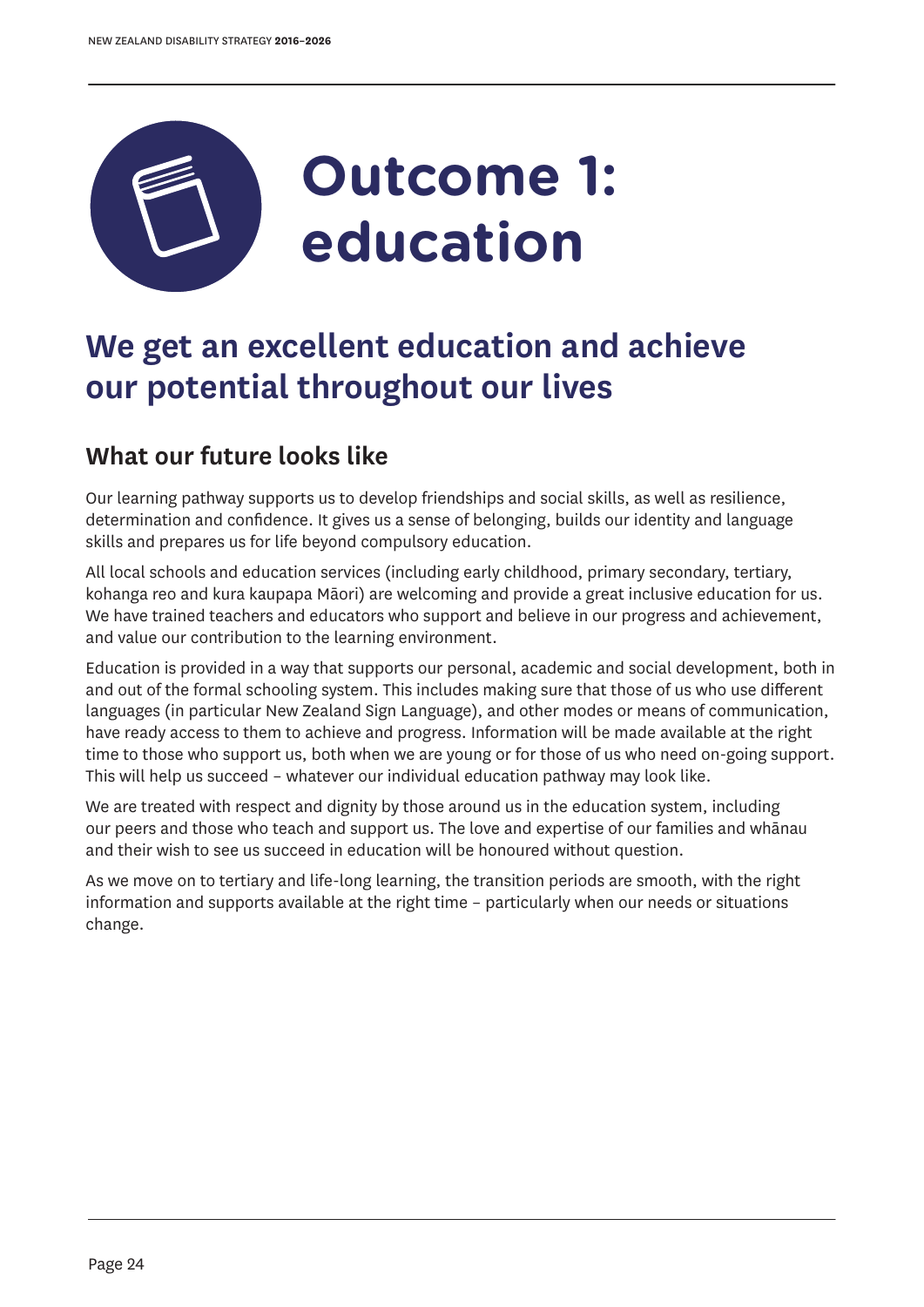# Outcome 1: education

## We get an excellent education and achieve our potential throughout our lives

### What our future looks like

Our learning pathway supports us to develop friendships and social skills, as well as resilience, determination and confidence. It gives us a sense of belonging, builds our identity and language skills and prepares us for life beyond compulsory education.

All local schools and education services (including early childhood, primary secondary, tertiary, kohanga reo and kura kaupapa Māori) are welcoming and provide a great inclusive education for us. We have trained teachers and educators who support and believe in our progress and achievement, and value our contribution to the learning environment.

Education is provided in a way that supports our personal, academic and social development, both in and out of the formal schooling system. This includes making sure that those of us who use different languages (in particular New Zealand Sign Language), and other modes or means of communication, have ready access to them to achieve and progress. Information will be made available at the right time to those who support us, both when we are young or for those of us who need on-going support. This will help us succeed – whatever our individual education pathway may look like.

We are treated with respect and dignity by those around us in the education system, including our peers and those who teach and support us. The love and expertise of our families and whānau and their wish to see us succeed in education will be honoured without question.

As we move on to tertiary and life-long learning, the transition periods are smooth, with the right information and supports available at the right time – particularly when our needs or situations change.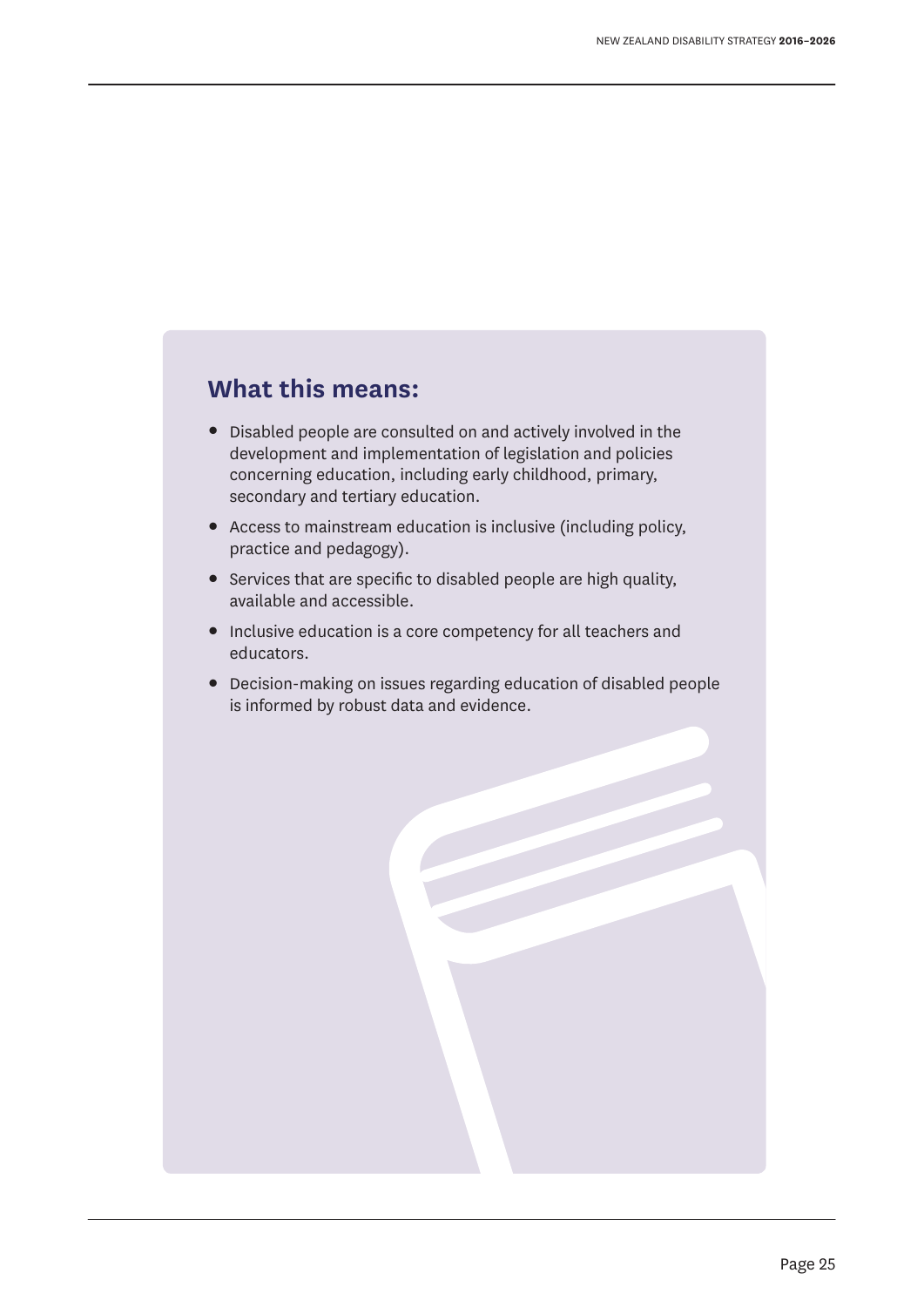## What this means:

- Disabled people are consulted on and actively involved in the development and implementation of legislation and policies concerning education, including early childhood, primary, secondary and tertiary education.
- Access to mainstream education is inclusive (including policy, practice and pedagogy).
- Services that are specific to disabled people are high quality, available and accessible.
- Inclusive education is a core competency for all teachers and educators.
- Decision-making on issues regarding education of disabled people is informed by robust data and evidence.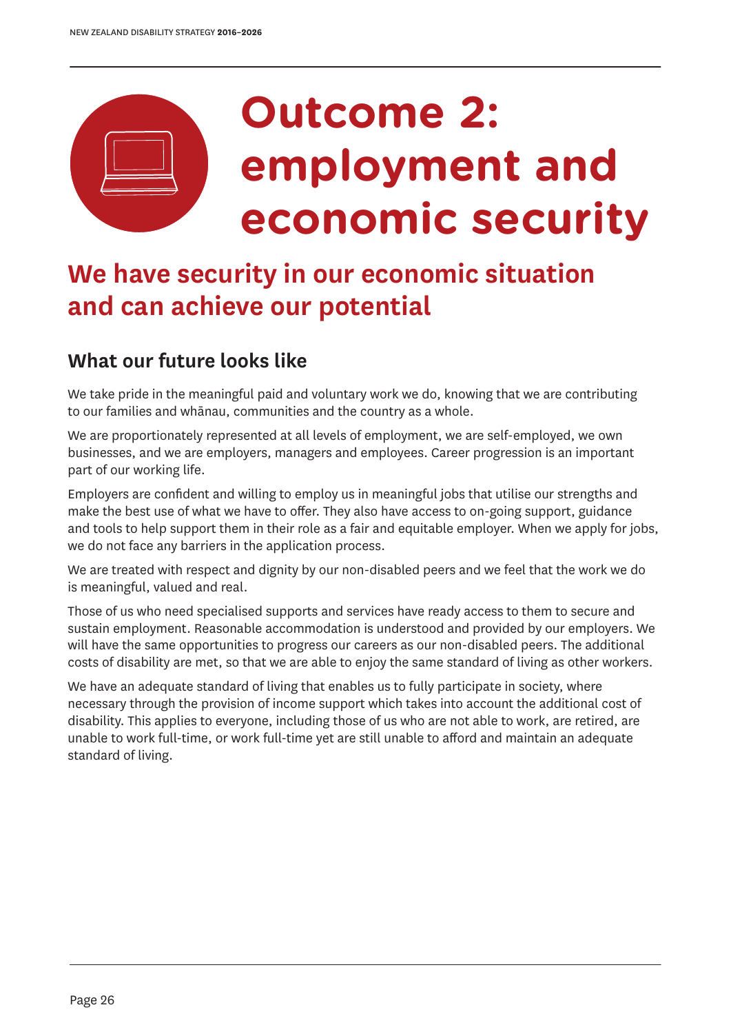# Outcome 2: employment and economic security

## We have security in our economic situation and can achieve our potential

### What our future looks like

We take pride in the meaningful paid and voluntary work we do, knowing that we are contributing to our families and whānau, communities and the country as a whole.

We are proportionately represented at all levels of employment, we are self-employed, we own businesses, and we are employers, managers and employees. Career progression is an important part of our working life.

Employers are confident and willing to employ us in meaningful jobs that utilise our strengths and make the best use of what we have to offer. They also have access to on-going support, guidance and tools to help support them in their role as a fair and equitable employer. When we apply for jobs, we do not face any barriers in the application process.

We are treated with respect and dignity by our non-disabled peers and we feel that the work we do is meaningful, valued and real.

Those of us who need specialised supports and services have ready access to them to secure and sustain employment. Reasonable accommodation is understood and provided by our employers. We will have the same opportunities to progress our careers as our non-disabled peers. The additional costs of disability are met, so that we are able to enjoy the same standard of living as other workers.

We have an adequate standard of living that enables us to fully participate in society, where necessary through the provision of income support which takes into account the additional cost of disability. This applies to everyone, including those of us who are not able to work, are retired, are unable to work full-time, or work full-time yet are still unable to afford and maintain an adequate standard of living.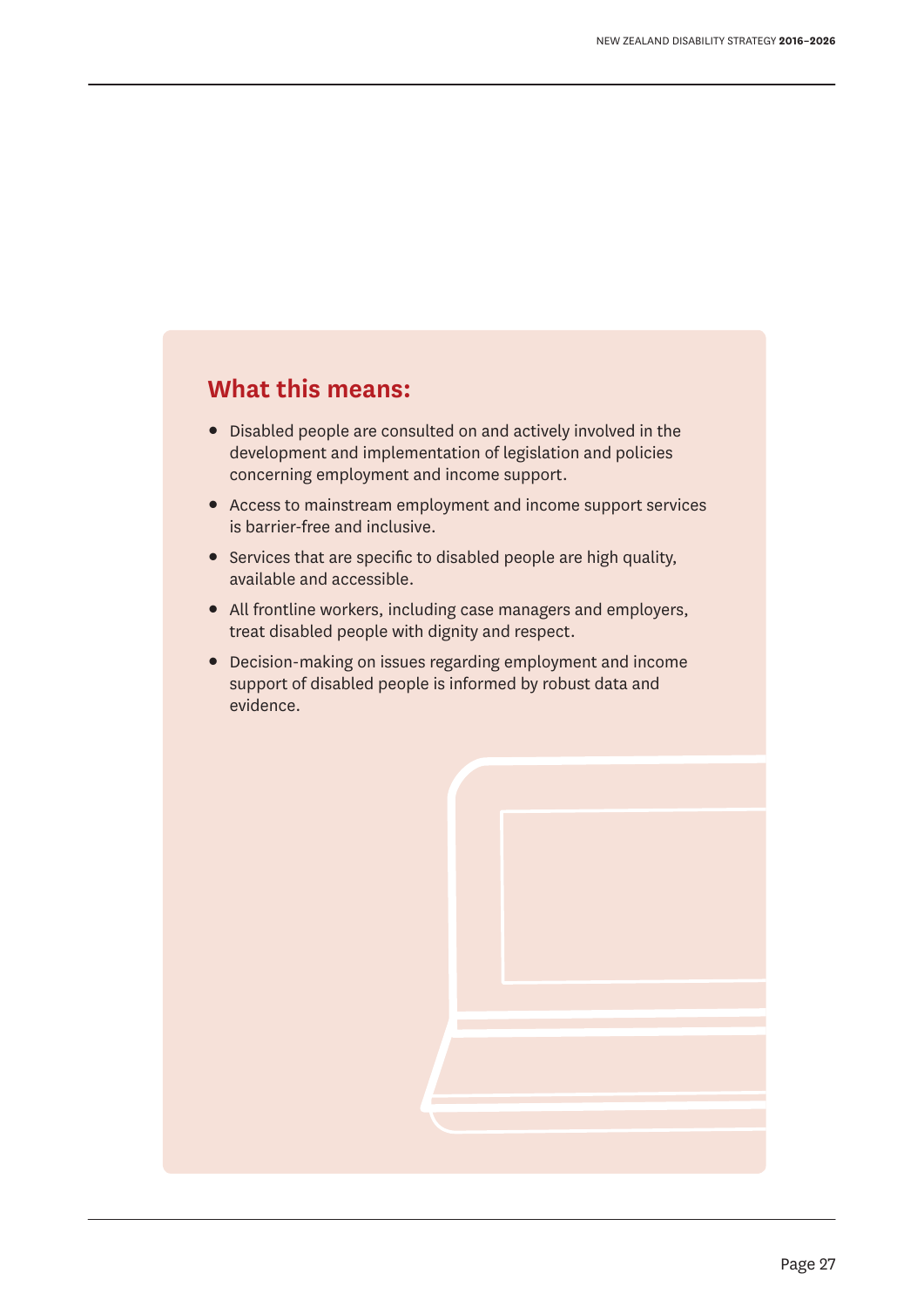## What this means:

- Disabled people are consulted on and actively involved in the development and implementation of legislation and policies concerning employment and income support.
- Access to mainstream employment and income support services is barrier-free and inclusive.
- Services that are specific to disabled people are high quality, available and accessible.
- All frontline workers, including case managers and employers, treat disabled people with dignity and respect.
- Decision-making on issues regarding employment and income support of disabled people is informed by robust data and evidence.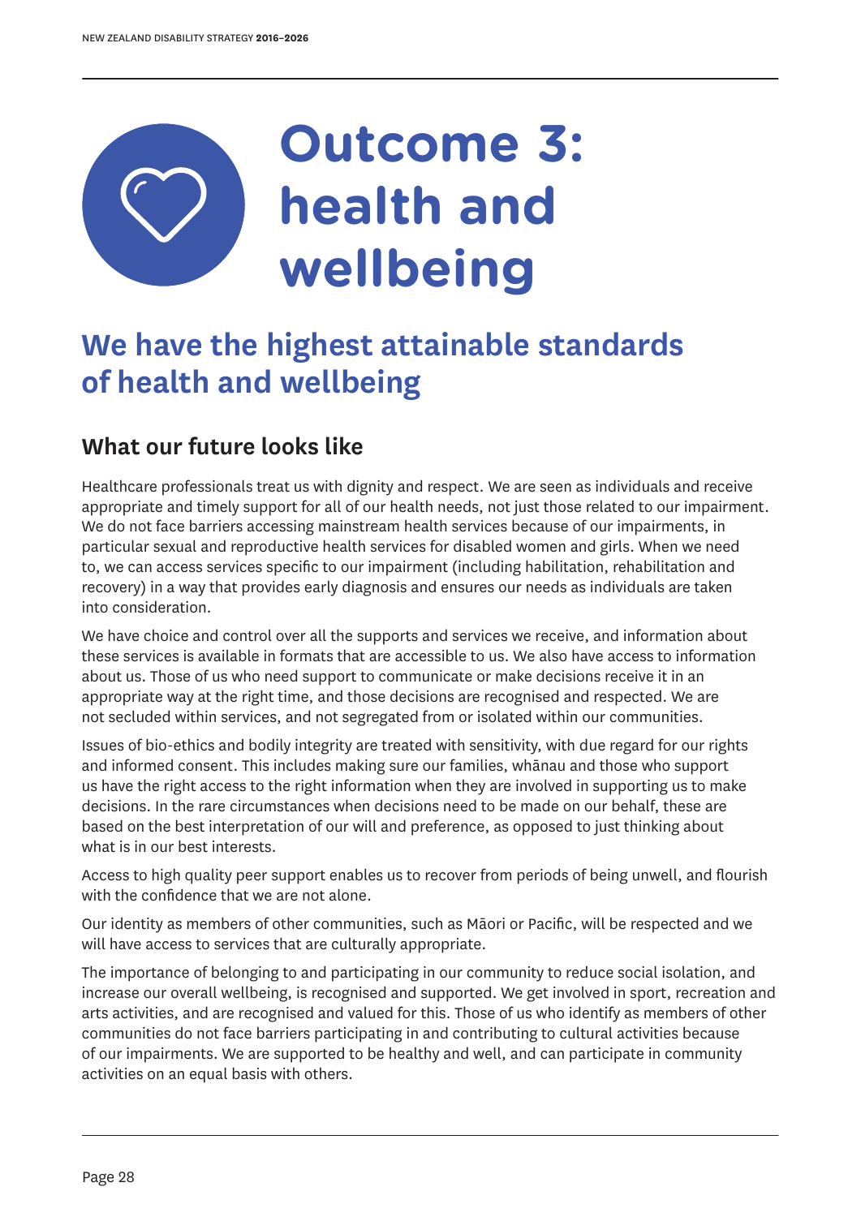# Outcome 3: health and wellbeing

## We have the highest attainable standards of health and wellbeing

### What our future looks like

Healthcare professionals treat us with dignity and respect. We are seen as individuals and receive appropriate and timely support for all of our health needs, not just those related to our impairment. We do not face barriers accessing mainstream health services because of our impairments, in particular sexual and reproductive health services for disabled women and girls. When we need to, we can access services specific to our impairment (including habilitation, rehabilitation and recovery) in a way that provides early diagnosis and ensures our needs as individuals are taken into consideration.

We have choice and control over all the supports and services we receive, and information about these services is available in formats that are accessible to us. We also have access to information about us. Those of us who need support to communicate or make decisions receive it in an appropriate way at the right time, and those decisions are recognised and respected. We are not secluded within services, and not segregated from or isolated within our communities.

Issues of bio-ethics and bodily integrity are treated with sensitivity, with due regard for our rights and informed consent. This includes making sure our families, whānau and those who support us have the right access to the right information when they are involved in supporting us to make decisions. In the rare circumstances when decisions need to be made on our behalf, these are based on the best interpretation of our will and preference, as opposed to just thinking about what is in our best interests.

Access to high quality peer support enables us to recover from periods of being unwell, and flourish with the confidence that we are not alone.

Our identity as members of other communities, such as Māori or Pacific, will be respected and we will have access to services that are culturally appropriate.

The importance of belonging to and participating in our community to reduce social isolation, and increase our overall wellbeing, is recognised and supported. We get involved in sport, recreation and arts activities, and are recognised and valued for this. Those of us who identify as members of other communities do not face barriers participating in and contributing to cultural activities because of our impairments. We are supported to be healthy and well, and can participate in community activities on an equal basis with others.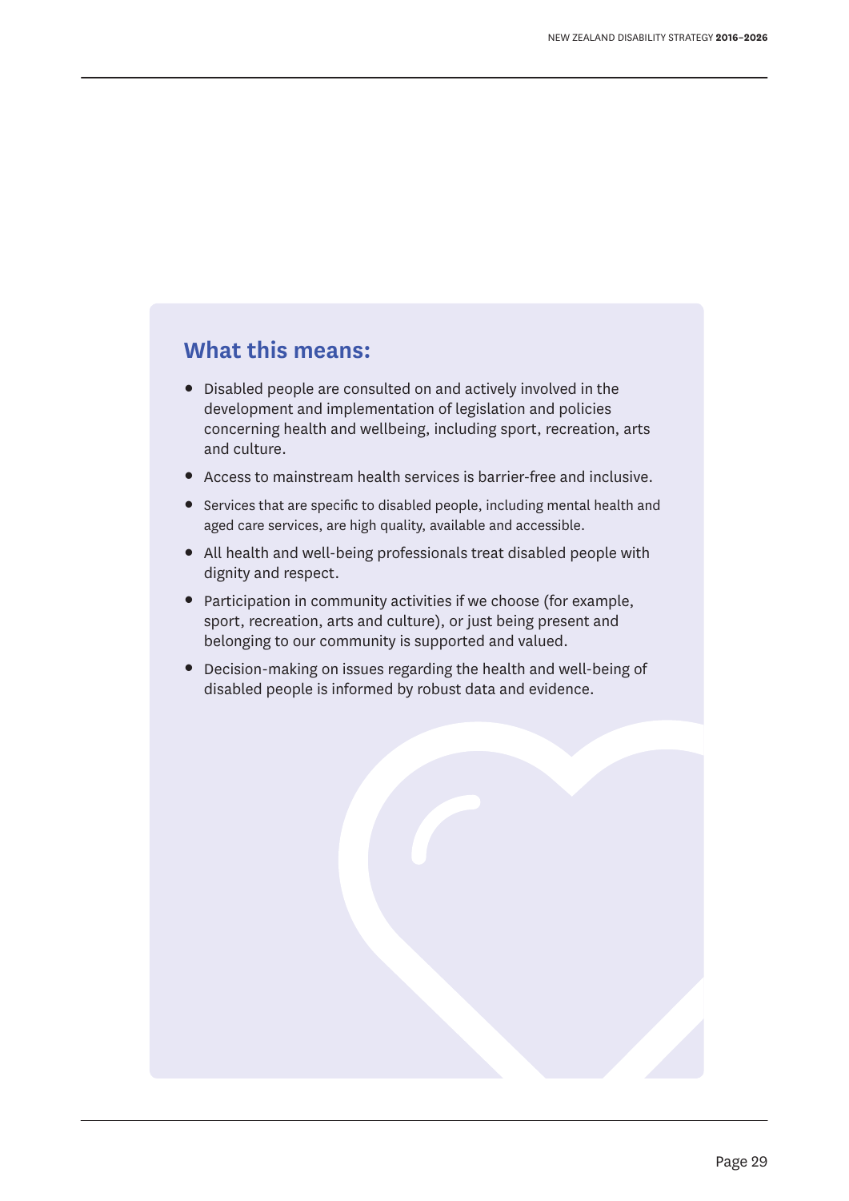## What this means:

- Disabled people are consulted on and actively involved in the development and implementation of legislation and policies concerning health and wellbeing, including sport, recreation, arts and culture.
- Access to mainstream health services is barrier-free and inclusive.
- Services that are specific to disabled people, including mental health and aged care services, are high quality, available and accessible.
- All health and well-being professionals treat disabled people with dignity and respect.
- Participation in community activities if we choose (for example, sport, recreation, arts and culture), or just being present and belonging to our community is supported and valued.
- Decision-making on issues regarding the health and well-being of disabled people is informed by robust data and evidence.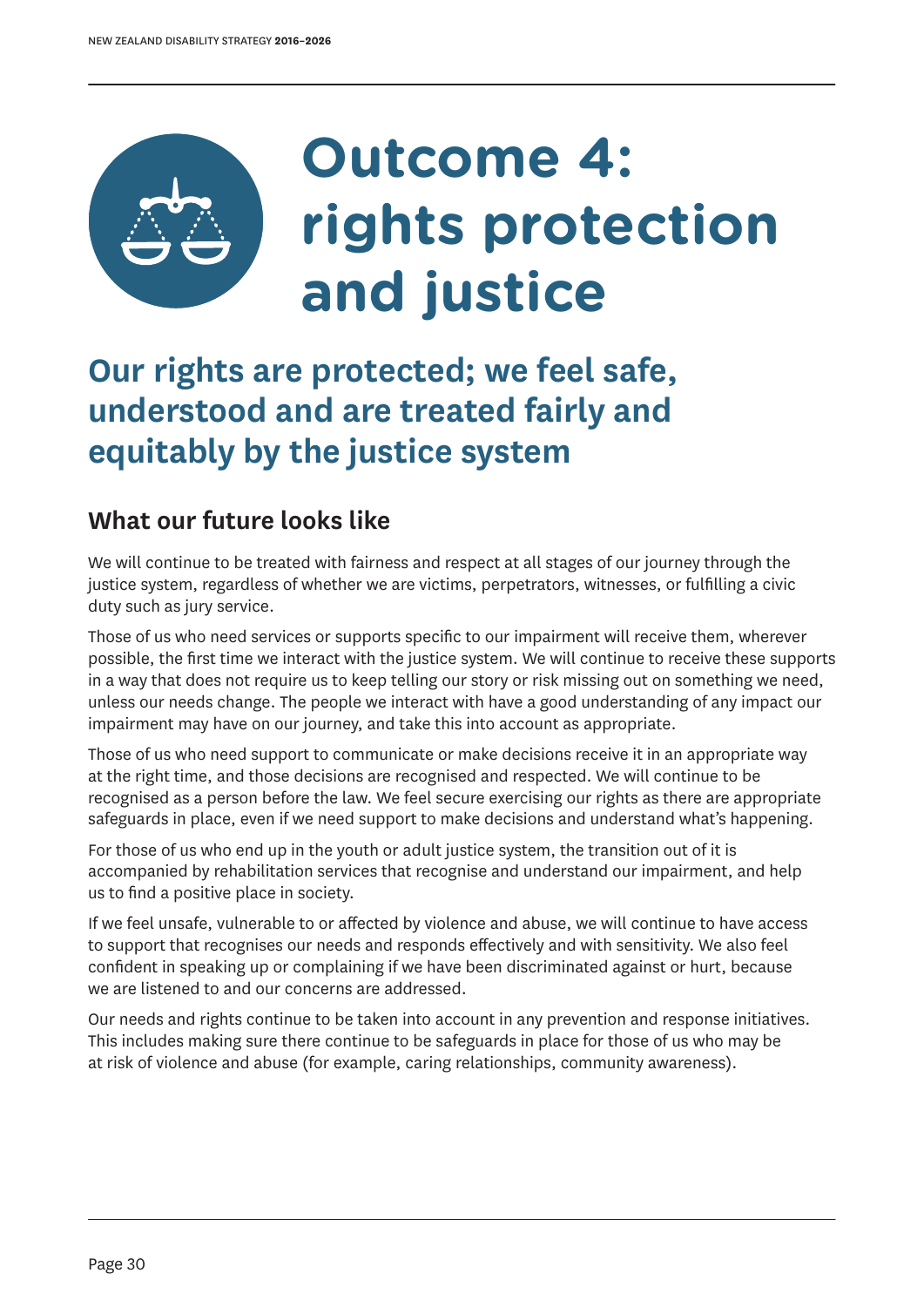# Outcome 4: rights protection and justice

## Our rights are protected; we feel safe, understood and are treated fairly and equitably by the justice system

### What our future looks like

We will continue to be treated with fairness and respect at all stages of our journey through the justice system, regardless of whether we are victims, perpetrators, witnesses, or fulfilling a civic duty such as jury service.

Those of us who need services or supports specific to our impairment will receive them, wherever possible, the first time we interact with the justice system. We will continue to receive these supports in a way that does not require us to keep telling our story or risk missing out on something we need, unless our needs change. The people we interact with have a good understanding of any impact our impairment may have on our journey, and take this into account as appropriate.

Those of us who need support to communicate or make decisions receive it in an appropriate way at the right time, and those decisions are recognised and respected. We will continue to be recognised as a person before the law. We feel secure exercising our rights as there are appropriate safeguards in place, even if we need support to make decisions and understand what's happening.

For those of us who end up in the youth or adult justice system, the transition out of it is accompanied by rehabilitation services that recognise and understand our impairment, and help us to find a positive place in society.

If we feel unsafe, vulnerable to or affected by violence and abuse, we will continue to have access to support that recognises our needs and responds effectively and with sensitivity. We also feel confident in speaking up or complaining if we have been discriminated against or hurt, because we are listened to and our concerns are addressed.

Our needs and rights continue to be taken into account in any prevention and response initiatives. This includes making sure there continue to be safeguards in place for those of us who may be at risk of violence and abuse (for example, caring relationships, community awareness).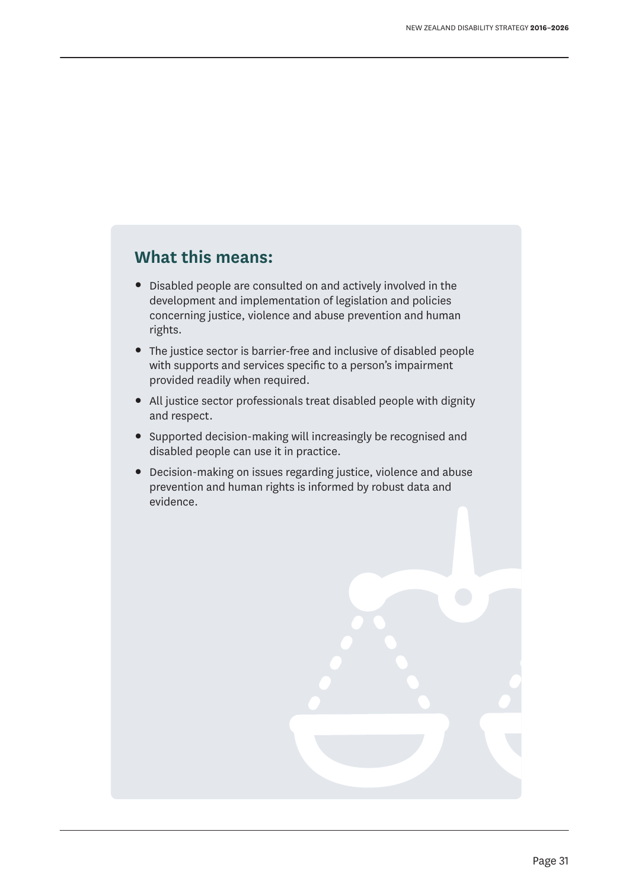## What this means:

- Disabled people are consulted on and actively involved in the development and implementation of legislation and policies concerning justice, violence and abuse prevention and human rights.
- The justice sector is barrier-free and inclusive of disabled people with supports and services specific to a person's impairment provided readily when required.
- All justice sector professionals treat disabled people with dignity and respect.
- Supported decision-making will increasingly be recognised and disabled people can use it in practice.
- Decision-making on issues regarding justice, violence and abuse prevention and human rights is informed by robust data and evidence.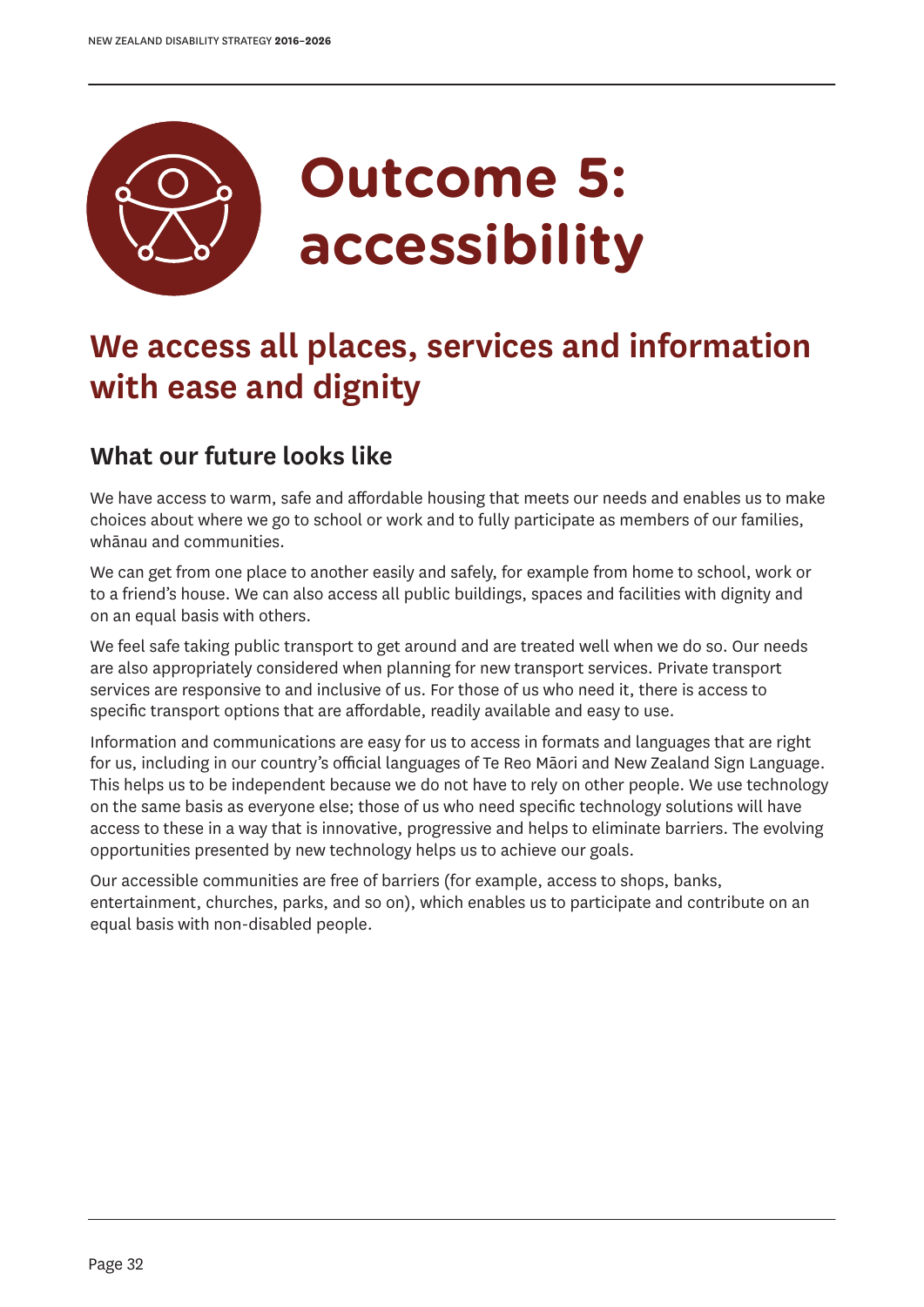# Outcome 5: accessibility

## We access all places, services and information with ease and dignity

### What our future looks like

We have access to warm, safe and affordable housing that meets our needs and enables us to make choices about where we go to school or work and to fully participate as members of our families, whānau and communities.

We can get from one place to another easily and safely, for example from home to school, work or to a friend's house. We can also access all public buildings, spaces and facilities with dignity and on an equal basis with others.

We feel safe taking public transport to get around and are treated well when we do so. Our needs are also appropriately considered when planning for new transport services. Private transport services are responsive to and inclusive of us. For those of us who need it, there is access to specific transport options that are affordable, readily available and easy to use.

Information and communications are easy for us to access in formats and languages that are right for us, including in our country's official languages of Te Reo Māori and New Zealand Sign Language. This helps us to be independent because we do not have to rely on other people. We use technology on the same basis as everyone else; those of us who need specific technology solutions will have access to these in a way that is innovative, progressive and helps to eliminate barriers. The evolving opportunities presented by new technology helps us to achieve our goals.

Our accessible communities are free of barriers (for example, access to shops, banks, entertainment, churches, parks, and so on), which enables us to participate and contribute on an equal basis with non-disabled people.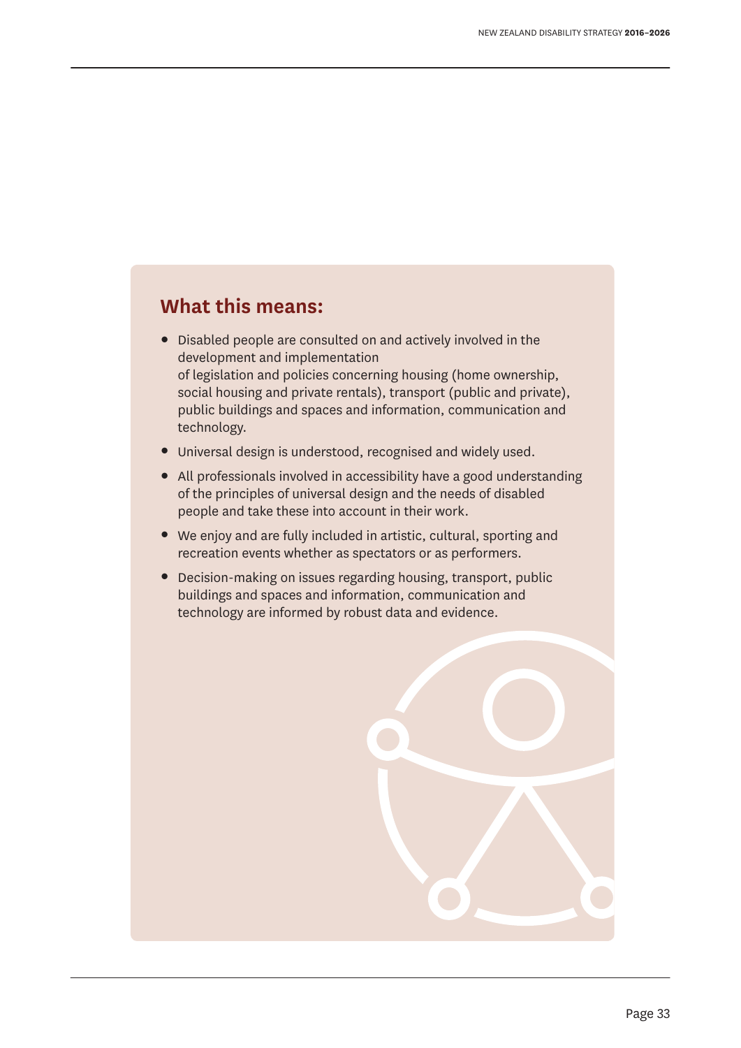## What this means:

- Disabled people are consulted on and actively involved in the development and implementation of legislation and policies concerning housing (home ownership, social housing and private rentals), transport (public and private), public buildings and spaces and information, communication and technology.
- Universal design is understood, recognised and widely used.
- All professionals involved in accessibility have a good understanding of the principles of universal design and the needs of disabled people and take these into account in their work.
- We enjoy and are fully included in artistic, cultural, sporting and recreation events whether as spectators or as performers.
- Decision-making on issues regarding housing, transport, public buildings and spaces and information, communication and technology are informed by robust data and evidence.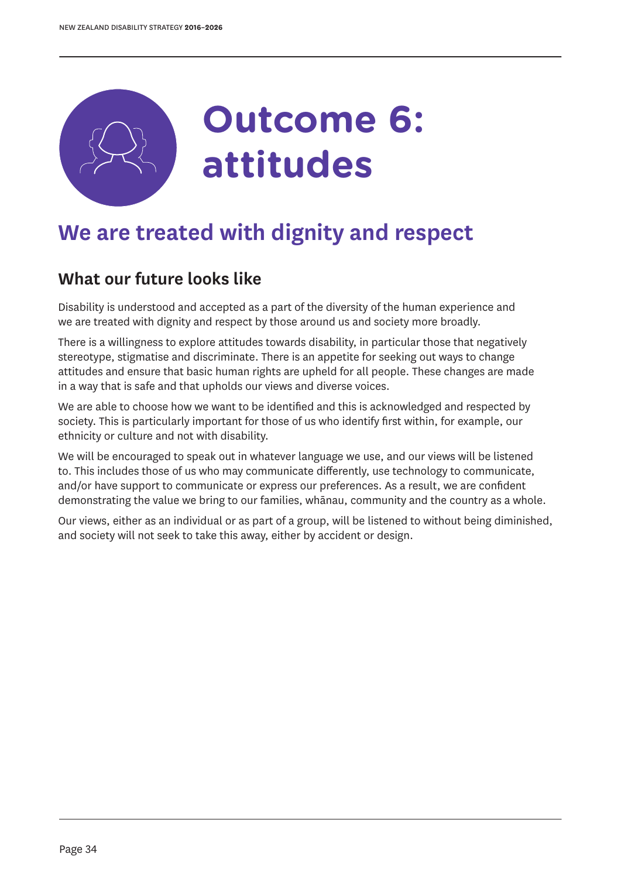# Outcome 6: attitudes

## We are treated with dignity and respect

### What our future looks like

Disability is understood and accepted as a part of the diversity of the human experience and we are treated with dignity and respect by those around us and society more broadly.

There is a willingness to explore attitudes towards disability, in particular those that negatively stereotype, stigmatise and discriminate. There is an appetite for seeking out ways to change attitudes and ensure that basic human rights are upheld for all people. These changes are made in a way that is safe and that upholds our views and diverse voices.

We are able to choose how we want to be identified and this is acknowledged and respected by society. This is particularly important for those of us who identify first within, for example, our ethnicity or culture and not with disability.

We will be encouraged to speak out in whatever language we use, and our views will be listened to. This includes those of us who may communicate differently, use technology to communicate, and/or have support to communicate or express our preferences. As a result, we are confident demonstrating the value we bring to our families, whānau, community and the country as a whole.

Our views, either as an individual or as part of a group, will be listened to without being diminished, and society will not seek to take this away, either by accident or design.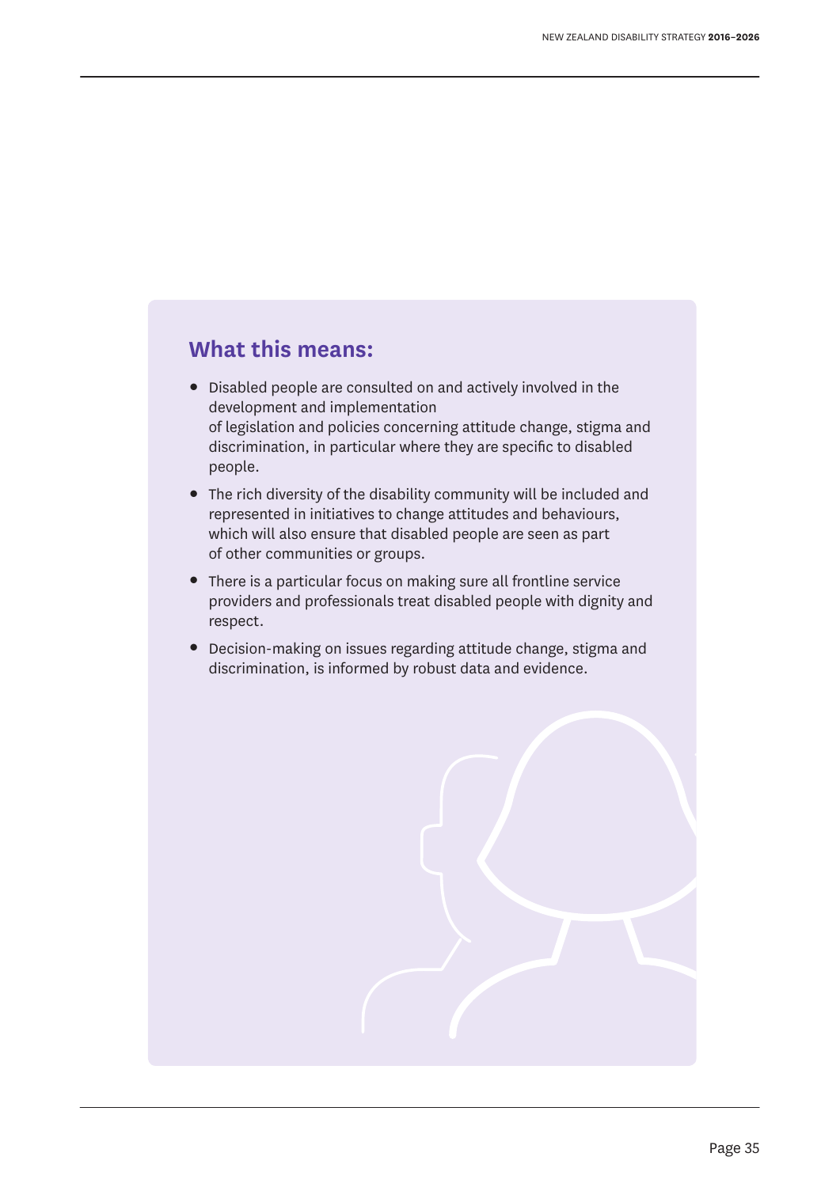## What this means:

- Disabled people are consulted on and actively involved in the development and implementation of legislation and policies concerning attitude change, stigma and discrimination, in particular where they are specific to disabled people.
- The rich diversity of the disability community will be included and represented in initiatives to change attitudes and behaviours, which will also ensure that disabled people are seen as part of other communities or groups.
- There is a particular focus on making sure all frontline service providers and professionals treat disabled people with dignity and respect.
- Decision-making on issues regarding attitude change, stigma and discrimination, is informed by robust data and evidence.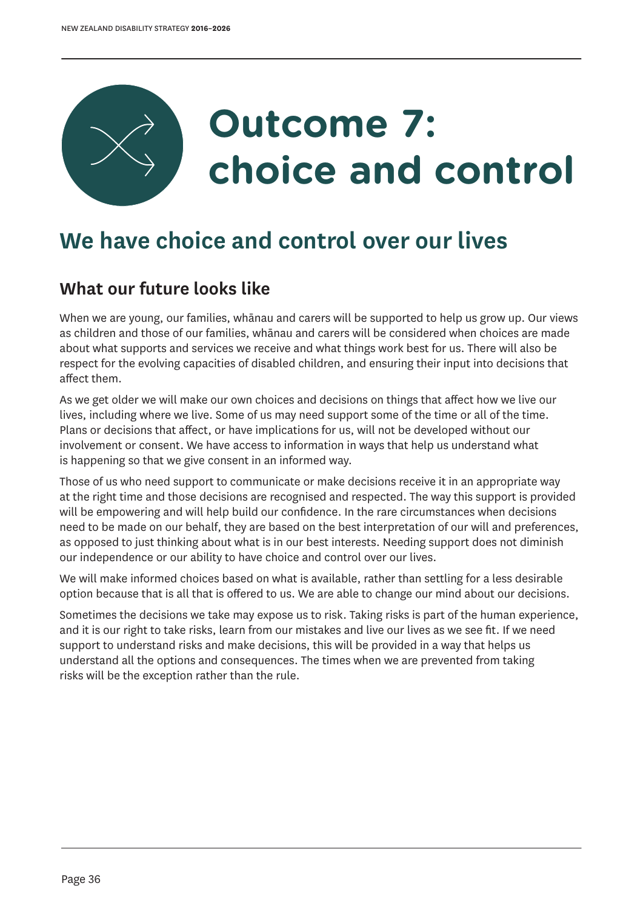# Outcome 7: choice and control

## We have choice and control over our lives

### What our future looks like

When we are young, our families, whānau and carers will be supported to help us grow up. Our views as children and those of our families, whānau and carers will be considered when choices are made about what supports and services we receive and what things work best for us. There will also be respect for the evolving capacities of disabled children, and ensuring their input into decisions that affect them.

As we get older we will make our own choices and decisions on things that affect how we live our lives, including where we live. Some of us may need support some of the time or all of the time. Plans or decisions that affect, or have implications for us, will not be developed without our involvement or consent. We have access to information in ways that help us understand what is happening so that we give consent in an informed way.

Those of us who need support to communicate or make decisions receive it in an appropriate way at the right time and those decisions are recognised and respected. The way this support is provided will be empowering and will help build our confidence. In the rare circumstances when decisions need to be made on our behalf, they are based on the best interpretation of our will and preferences, as opposed to just thinking about what is in our best interests. Needing support does not diminish our independence or our ability to have choice and control over our lives.

We will make informed choices based on what is available, rather than settling for a less desirable option because that is all that is offered to us. We are able to change our mind about our decisions.

Sometimes the decisions we take may expose us to risk. Taking risks is part of the human experience, and it is our right to take risks, learn from our mistakes and live our lives as we see fit. If we need support to understand risks and make decisions, this will be provided in a way that helps us understand all the options and consequences. The times when we are prevented from taking risks will be the exception rather than the rule.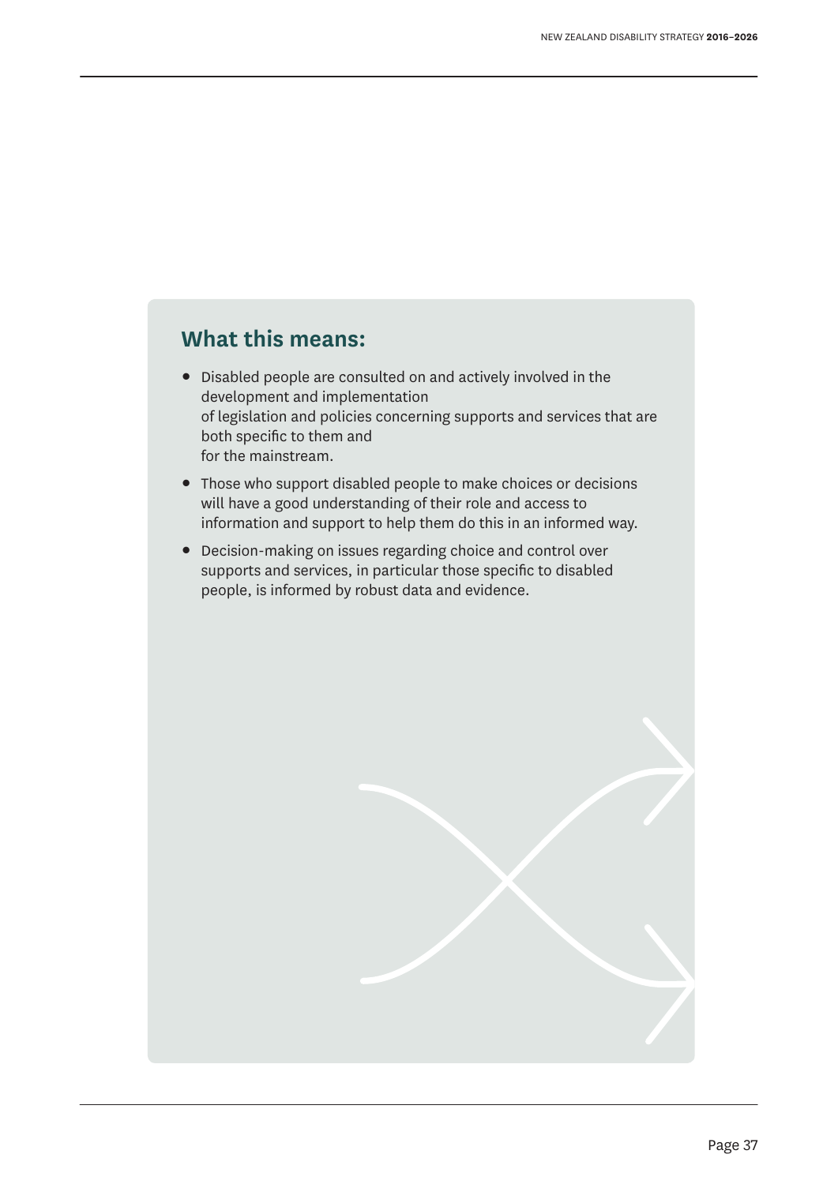## What this means:

- Disabled people are consulted on and actively involved in the development and implementation of legislation and policies concerning supports and services that are both specific to them and for the mainstream.
- Those who support disabled people to make choices or decisions will have a good understanding of their role and access to information and support to help them do this in an informed way.
- Decision-making on issues regarding choice and control over supports and services, in particular those specific to disabled people, is informed by robust data and evidence.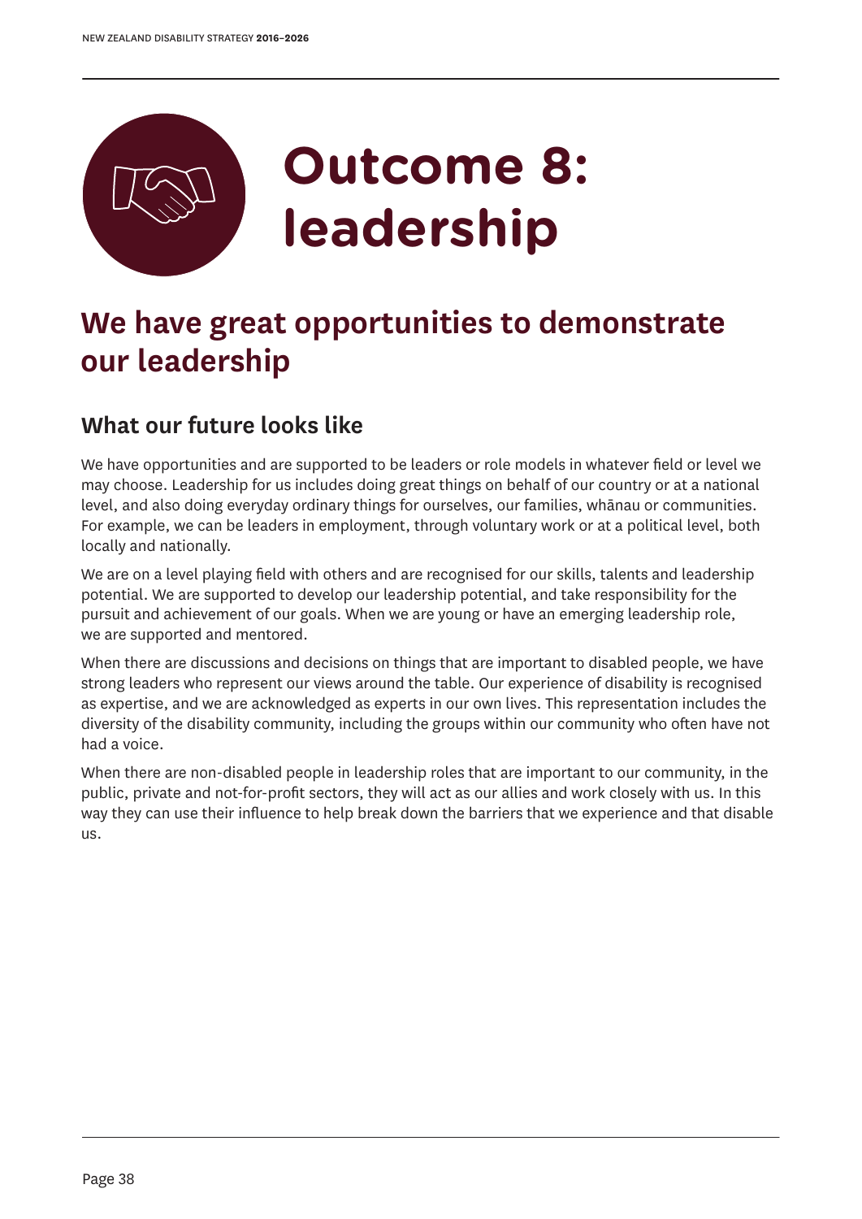# Outcome 8: leadership

## We have great opportunities to demonstrate our leadership

### What our future looks like

We have opportunities and are supported to be leaders or role models in whatever field or level we may choose. Leadership for us includes doing great things on behalf of our country or at a national level, and also doing everyday ordinary things for ourselves, our families, whānau or communities. For example, we can be leaders in employment, through voluntary work or at a political level, both locally and nationally.

We are on a level playing field with others and are recognised for our skills, talents and leadership potential. We are supported to develop our leadership potential, and take responsibility for the pursuit and achievement of our goals. When we are young or have an emerging leadership role, we are supported and mentored.

When there are discussions and decisions on things that are important to disabled people, we have strong leaders who represent our views around the table. Our experience of disability is recognised as expertise, and we are acknowledged as experts in our own lives. This representation includes the diversity of the disability community, including the groups within our community who often have not had a voice.

When there are non-disabled people in leadership roles that are important to our community, in the public, private and not-for-profit sectors, they will act as our allies and work closely with us. In this way they can use their influence to help break down the barriers that we experience and that disable us.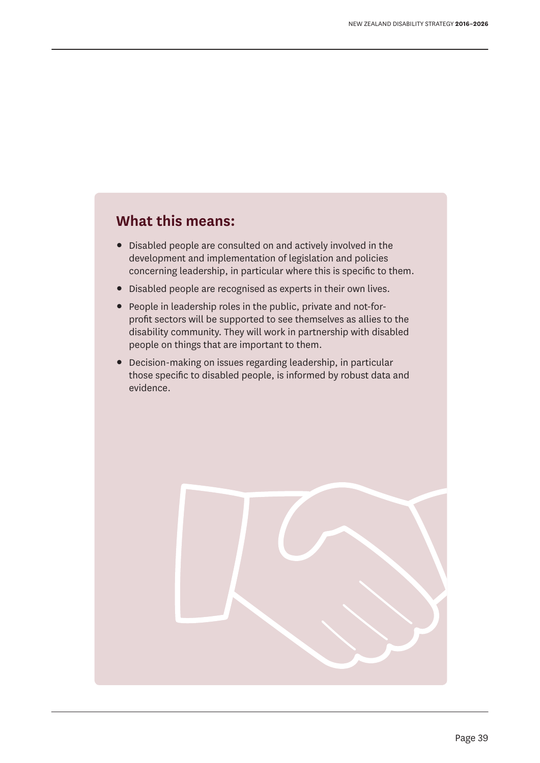## What this means:

- Disabled people are consulted on and actively involved in the development and implementation of legislation and policies concerning leadership, in particular where this is specific to them.
- Disabled people are recognised as experts in their own lives.
- People in leadership roles in the public, private and not-for-profit sectors will be supported to see themselves as allies to the disability community. They will work in partnership with disabled people on things that are important to them.
- Decision-making on issues regarding leadership, in particular those specific to disabled people, is informed by robust data and evidence.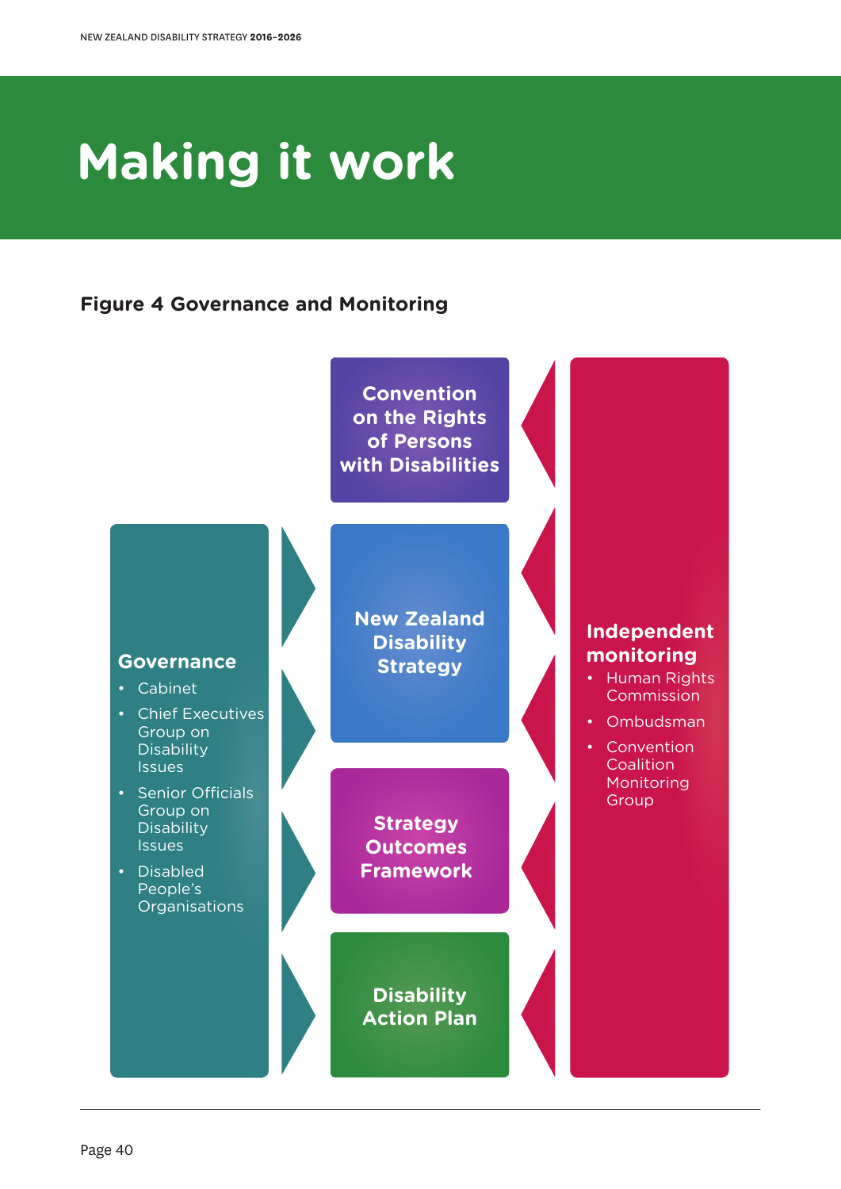# Making it work

### Figure 4 Governance and Monitoring

**Convention on the Rights of Persons with Disabilities**

**New Zealand Disability Strategy**

**Strategy Outcomes Framework**

**Disability Action Plan**

**Governance**

- Cabinet
- Chief Executives Group on Disability Issues
- Senior Officials Group on Disability Issues
- Disabled People's Organisations

**Independent monitoring**

- Human Rights Commission
- Ombudsman
- Convention Coalition Monitoring Group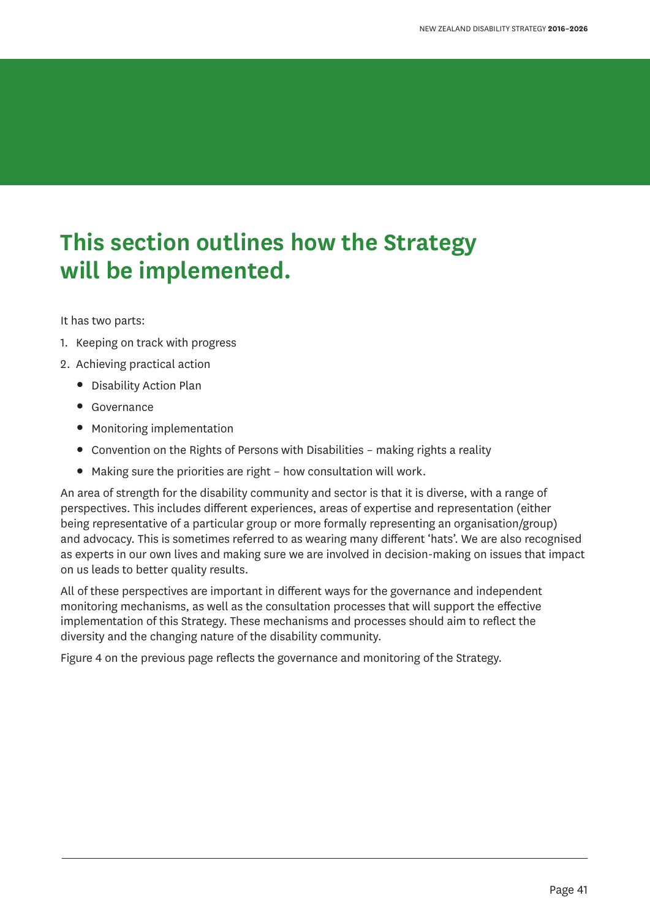# This section outlines how the Strategy will be implemented.

It has two parts:

1. Keeping on track with progress
2. Achieving practical action
   - Disability Action Plan
   - Governance
   - Monitoring implementation
   - Convention on the Rights of Persons with Disabilities – making rights a reality
   - Making sure the priorities are right – how consultation will work.

An area of strength for the disability community and sector is that it is diverse, with a range of perspectives. This includes different experiences, areas of expertise and representation (either being representative of a particular group or more formally representing an organisation/group) and advocacy. This is sometimes referred to as wearing many different 'hats'. We are also recognised as experts in our own lives and making sure we are involved in decision-making on issues that impact on us leads to better quality results.

All of these perspectives are important in different ways for the governance and independent monitoring mechanisms, as well as the consultation processes that will support the effective implementation of this Strategy. These mechanisms and processes should aim to reflect the diversity and the changing nature of the disability community.

Figure 4 on the previous page reflects the governance and monitoring of the Strategy.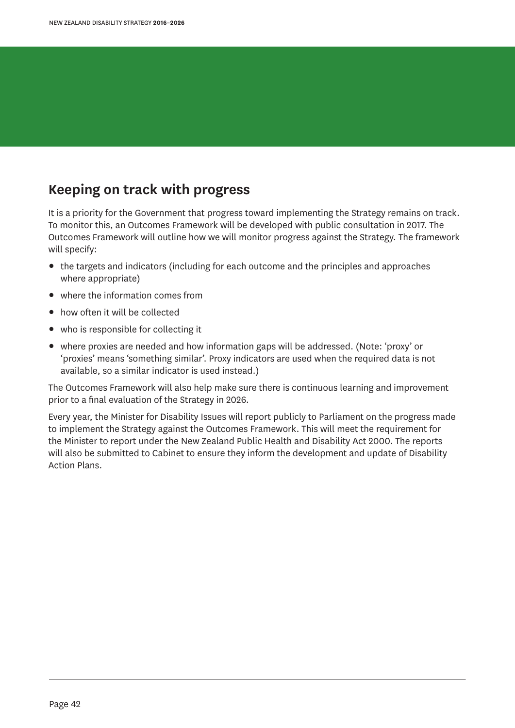## Keeping on track with progress

It is a priority for the Government that progress toward implementing the Strategy remains on track. To monitor this, an Outcomes Framework will be developed with public consultation in 2017. The Outcomes Framework will outline how we will monitor progress against the Strategy. The framework will specify:

- the targets and indicators (including for each outcome and the principles and approaches where appropriate)
- where the information comes from
- how often it will be collected
- who is responsible for collecting it
- where proxies are needed and how information gaps will be addressed. (Note: 'proxy' or 'proxies' means 'something similar'. Proxy indicators are used when the required data is not available, so a similar indicator is used instead.)

The Outcomes Framework will also help make sure there is continuous learning and improvement prior to a final evaluation of the Strategy in 2026.

Every year, the Minister for Disability Issues will report publicly to Parliament on the progress made to implement the Strategy against the Outcomes Framework. This will meet the requirement for the Minister to report under the New Zealand Public Health and Disability Act 2000. The reports will also be submitted to Cabinet to ensure they inform the development and update of Disability Action Plans.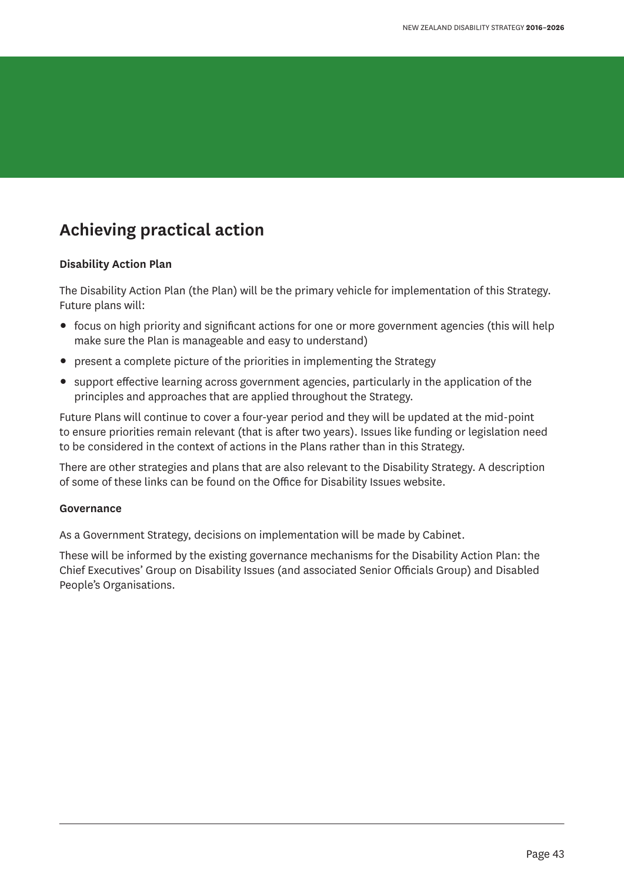## Achieving practical action

**Disability Action Plan**

The Disability Action Plan (the Plan) will be the primary vehicle for implementation of this Strategy. Future plans will:

- focus on high priority and significant actions for one or more government agencies (this will help make sure the Plan is manageable and easy to understand)
- present a complete picture of the priorities in implementing the Strategy
- support effective learning across government agencies, particularly in the application of the principles and approaches that are applied throughout the Strategy.

Future Plans will continue to cover a four-year period and they will be updated at the mid-point to ensure priorities remain relevant (that is after two years). Issues like funding or legislation need to be considered in the context of actions in the Plans rather than in this Strategy.

There are other strategies and plans that are also relevant to the Disability Strategy. A description of some of these links can be found on the Office for Disability Issues website.

**Governance**

As a Government Strategy, decisions on implementation will be made by Cabinet.

These will be informed by the existing governance mechanisms for the Disability Action Plan: the Chief Executives' Group on Disability Issues (and associated Senior Officials Group) and Disabled People's Organisations.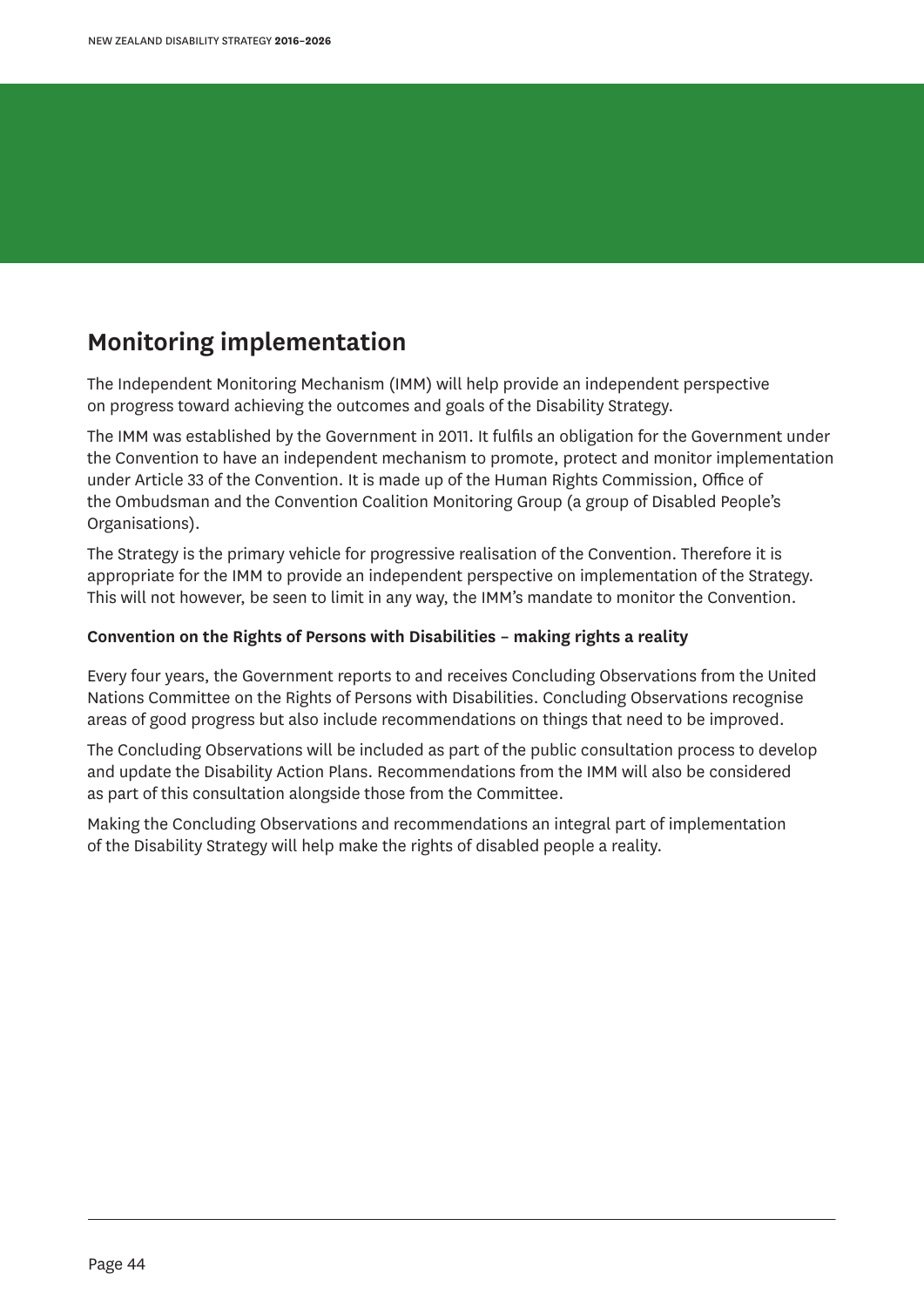## Monitoring implementation

The Independent Monitoring Mechanism (IMM) will help provide an independent perspective on progress toward achieving the outcomes and goals of the Disability Strategy.

The IMM was established by the Government in 2011. It fulfils an obligation for the Government under the Convention to have an independent mechanism to promote, protect and monitor implementation under Article 33 of the Convention. It is made up of the Human Rights Commission, Office of the Ombudsman and the Convention Coalition Monitoring Group (a group of Disabled People's Organisations).

The Strategy is the primary vehicle for progressive realisation of the Convention. Therefore it is appropriate for the IMM to provide an independent perspective on implementation of the Strategy. This will not however, be seen to limit in any way, the IMM's mandate to monitor the Convention.

**Convention on the Rights of Persons with Disabilities – making rights a reality**

Every four years, the Government reports to and receives Concluding Observations from the United Nations Committee on the Rights of Persons with Disabilities. Concluding Observations recognise areas of good progress but also include recommendations on things that need to be improved.

The Concluding Observations will be included as part of the public consultation process to develop and update the Disability Action Plans. Recommendations from the IMM will also be considered as part of this consultation alongside those from the Committee.

Making the Concluding Observations and recommendations an integral part of implementation of the Disability Strategy will help make the rights of disabled people a reality.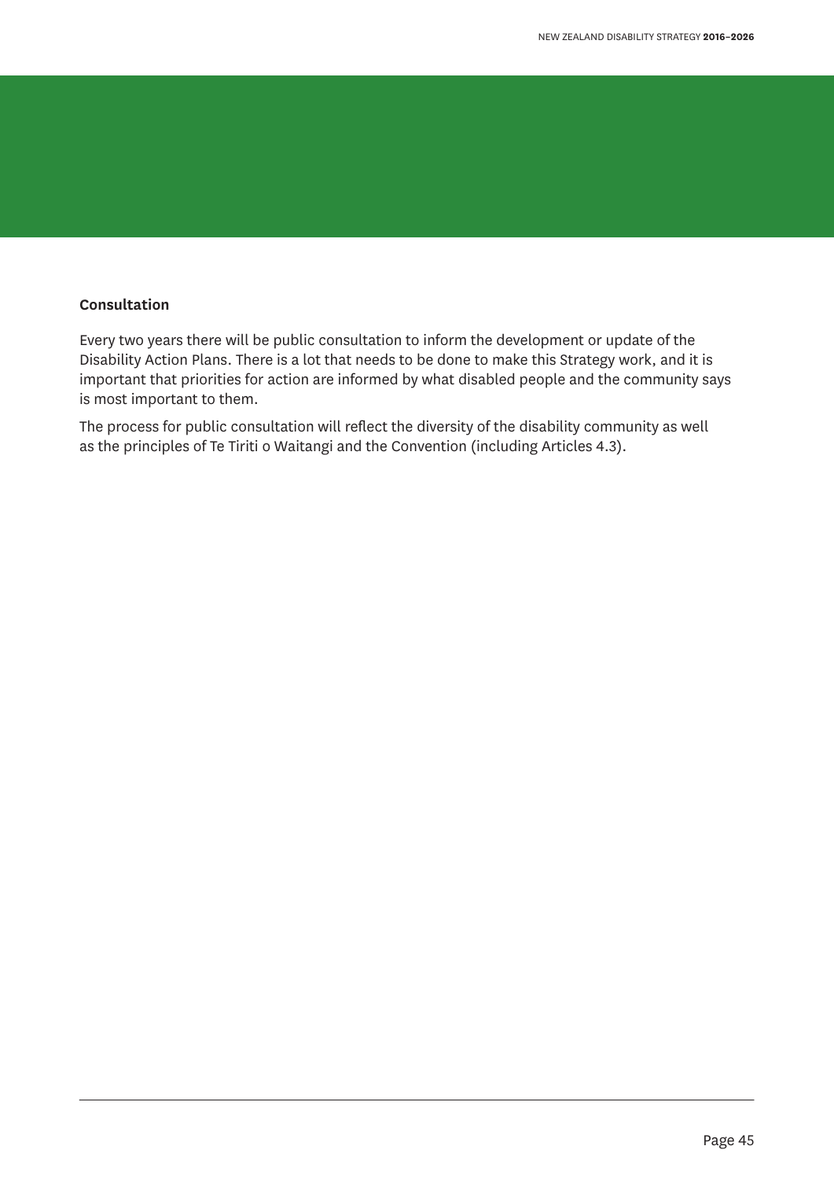**Consultation**

Every two years there will be public consultation to inform the development or update of the Disability Action Plans. There is a lot that needs to be done to make this Strategy work, and it is important that priorities for action are informed by what disabled people and the community says is most important to them.

The process for public consultation will reflect the diversity of the disability community as well as the principles of Te Tiriti o Waitangi and the Convention (including Articles 4.3).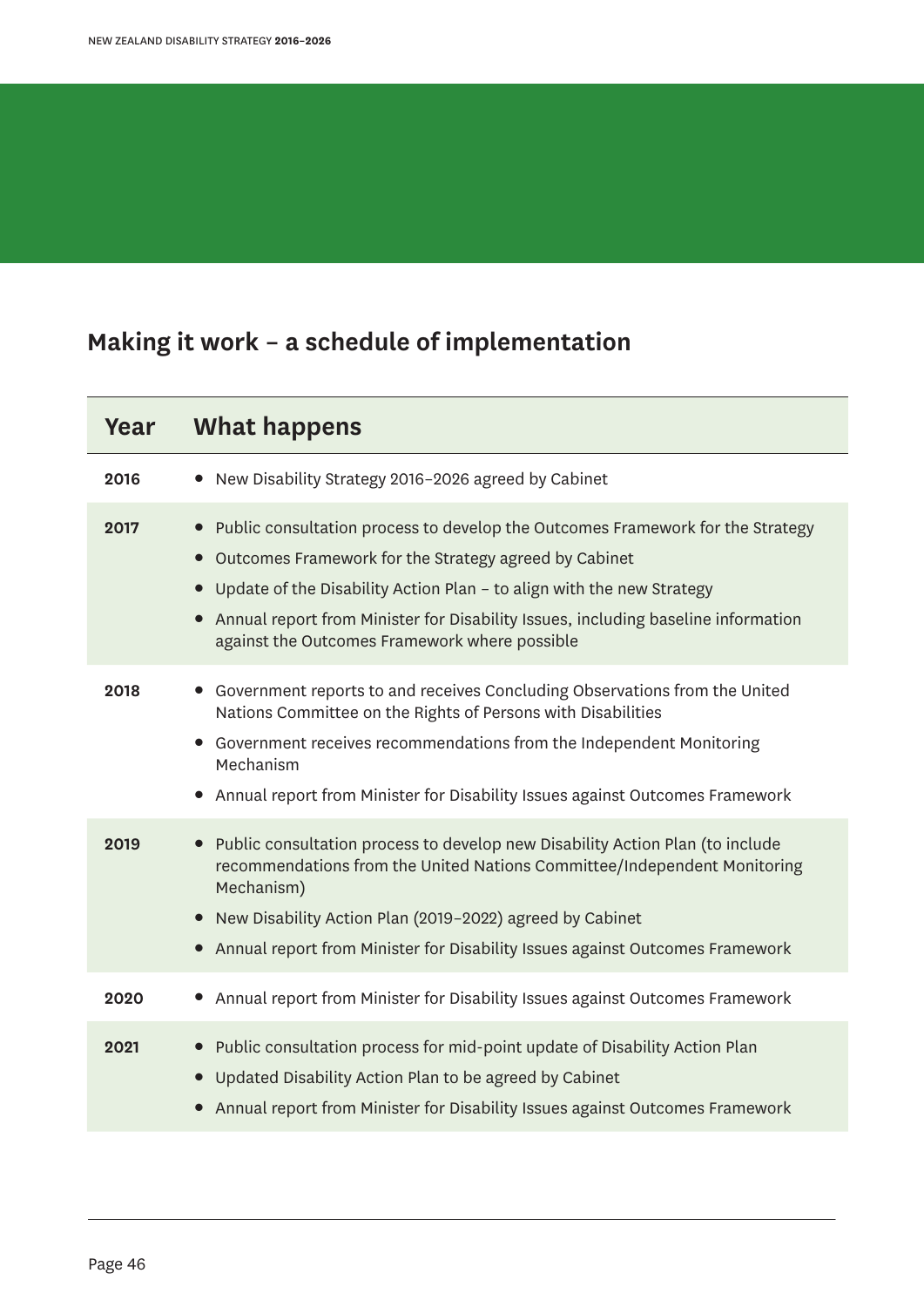## Making it work – a schedule of implementation

| Year | What happens |
|---|---|
| 2016 | • New Disability Strategy 2016–2026 agreed by Cabinet |
| 2017 | • Public consultation process to develop the Outcomes Framework for the Strategy<br>• Outcomes Framework for the Strategy agreed by Cabinet<br>• Update of the Disability Action Plan – to align with the new Strategy<br>• Annual report from Minister for Disability Issues, including baseline information against the Outcomes Framework where possible |
| 2018 | • Government reports to and receives Concluding Observations from the United Nations Committee on the Rights of Persons with Disabilities<br>• Government receives recommendations from the Independent Monitoring Mechanism<br>• Annual report from Minister for Disability Issues against Outcomes Framework |
| 2019 | • Public consultation process to develop new Disability Action Plan (to include recommendations from the United Nations Committee/Independent Monitoring Mechanism)<br>• New Disability Action Plan (2019–2022) agreed by Cabinet<br>• Annual report from Minister for Disability Issues against Outcomes Framework |
| 2020 | • Annual report from Minister for Disability Issues against Outcomes Framework |
| 2021 | • Public consultation process for mid-point update of Disability Action Plan<br>• Updated Disability Action Plan to be agreed by Cabinet<br>• Annual report from Minister for Disability Issues against Outcomes Framework |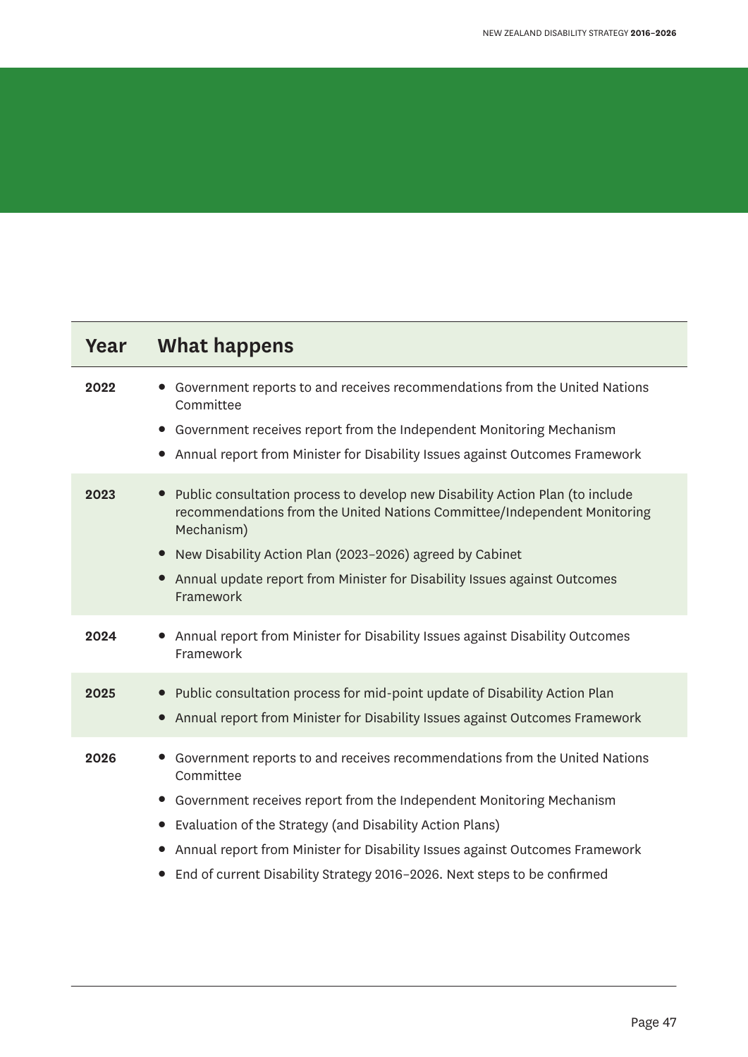| Year | What happens |
| --- | --- |
| 2022 | • Government reports to and receives recommendations from the United Nations Committee<br>• Government receives report from the Independent Monitoring Mechanism<br>• Annual report from Minister for Disability Issues against Outcomes Framework |
| 2023 | • Public consultation process to develop new Disability Action Plan (to include recommendations from the United Nations Committee/Independent Monitoring Mechanism)<br>• New Disability Action Plan (2023–2026) agreed by Cabinet<br>• Annual update report from Minister for Disability Issues against Outcomes Framework |
| 2024 | • Annual report from Minister for Disability Issues against Disability Outcomes Framework |
| 2025 | • Public consultation process for mid-point update of Disability Action Plan<br>• Annual report from Minister for Disability Issues against Outcomes Framework |
| 2026 | • Government reports to and receives recommendations from the United Nations Committee<br>• Government receives report from the Independent Monitoring Mechanism<br>• Evaluation of the Strategy (and Disability Action Plans)<br>• Annual report from Minister for Disability Issues against Outcomes Framework<br>• End of current Disability Strategy 2016–2026. Next steps to be confirmed |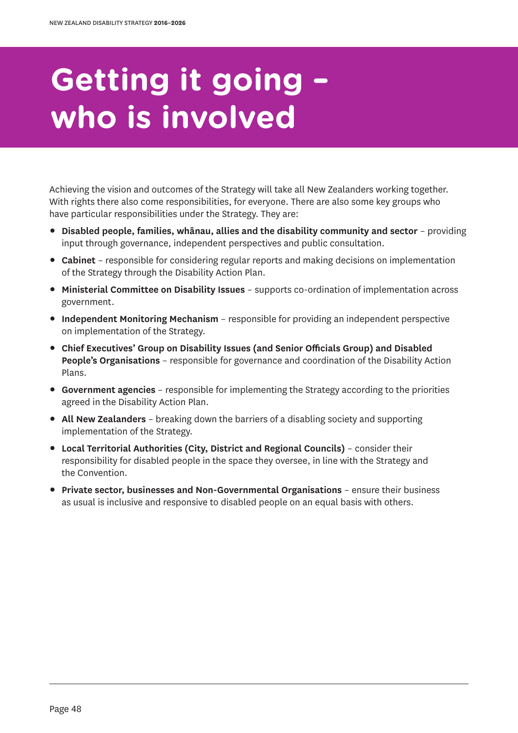# Getting it going – who is involved

Achieving the vision and outcomes of the Strategy will take all New Zealanders working together. With rights there also come responsibilities, for everyone. There are also some key groups who have particular responsibilities under the Strategy. They are:

- **Disabled people, families, whānau, allies and the disability community and sector** – providing input through governance, independent perspectives and public consultation.
- **Cabinet** – responsible for considering regular reports and making decisions on implementation of the Strategy through the Disability Action Plan.
- **Ministerial Committee on Disability Issues** – supports co-ordination of implementation across government.
- **Independent Monitoring Mechanism** – responsible for providing an independent perspective on implementation of the Strategy.
- **Chief Executives' Group on Disability Issues (and Senior Officials Group) and Disabled People's Organisations** – responsible for governance and coordination of the Disability Action Plans.
- **Government agencies** – responsible for implementing the Strategy according to the priorities agreed in the Disability Action Plan.
- **All New Zealanders** – breaking down the barriers of a disabling society and supporting implementation of the Strategy.
- **Local Territorial Authorities (City, District and Regional Councils)** – consider their responsibility for disabled people in the space they oversee, in line with the Strategy and the Convention.
- **Private sector, businesses and Non-Governmental Organisations** – ensure their business as usual is inclusive and responsive to disabled people on an equal basis with others.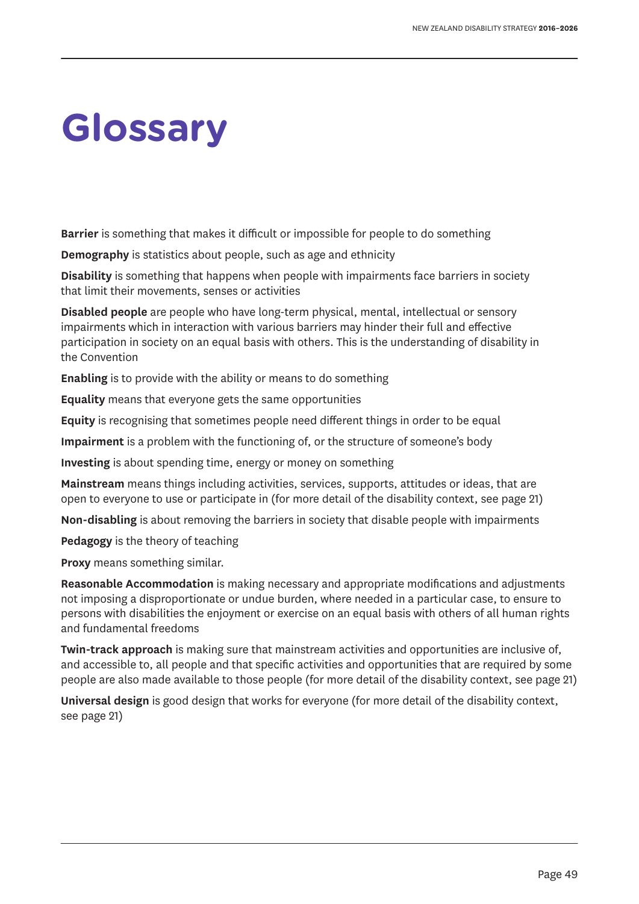# Glossary

**Barrier** is something that makes it difficult or impossible for people to do something

**Demography** is statistics about people, such as age and ethnicity

**Disability** is something that happens when people with impairments face barriers in society that limit their movements, senses or activities

**Disabled people** are people who have long-term physical, mental, intellectual or sensory impairments which in interaction with various barriers may hinder their full and effective participation in society on an equal basis with others. This is the understanding of disability in the Convention

**Enabling** is to provide with the ability or means to do something

**Equality** means that everyone gets the same opportunities

**Equity** is recognising that sometimes people need different things in order to be equal

**Impairment** is a problem with the functioning of, or the structure of someone's body

**Investing** is about spending time, energy or money on something

**Mainstream** means things including activities, services, supports, attitudes or ideas, that are open to everyone to use or participate in (for more detail of the disability context, see page 21)

**Non-disabling** is about removing the barriers in society that disable people with impairments

**Pedagogy** is the theory of teaching

**Proxy** means something similar.

**Reasonable Accommodation** is making necessary and appropriate modifications and adjustments not imposing a disproportionate or undue burden, where needed in a particular case, to ensure to persons with disabilities the enjoyment or exercise on an equal basis with others of all human rights and fundamental freedoms

**Twin-track approach** is making sure that mainstream activities and opportunities are inclusive of, and accessible to, all people and that specific activities and opportunities that are required by some people are also made available to those people (for more detail of the disability context, see page 21)

**Universal design** is good design that works for everyone (for more detail of the disability context, see page 21)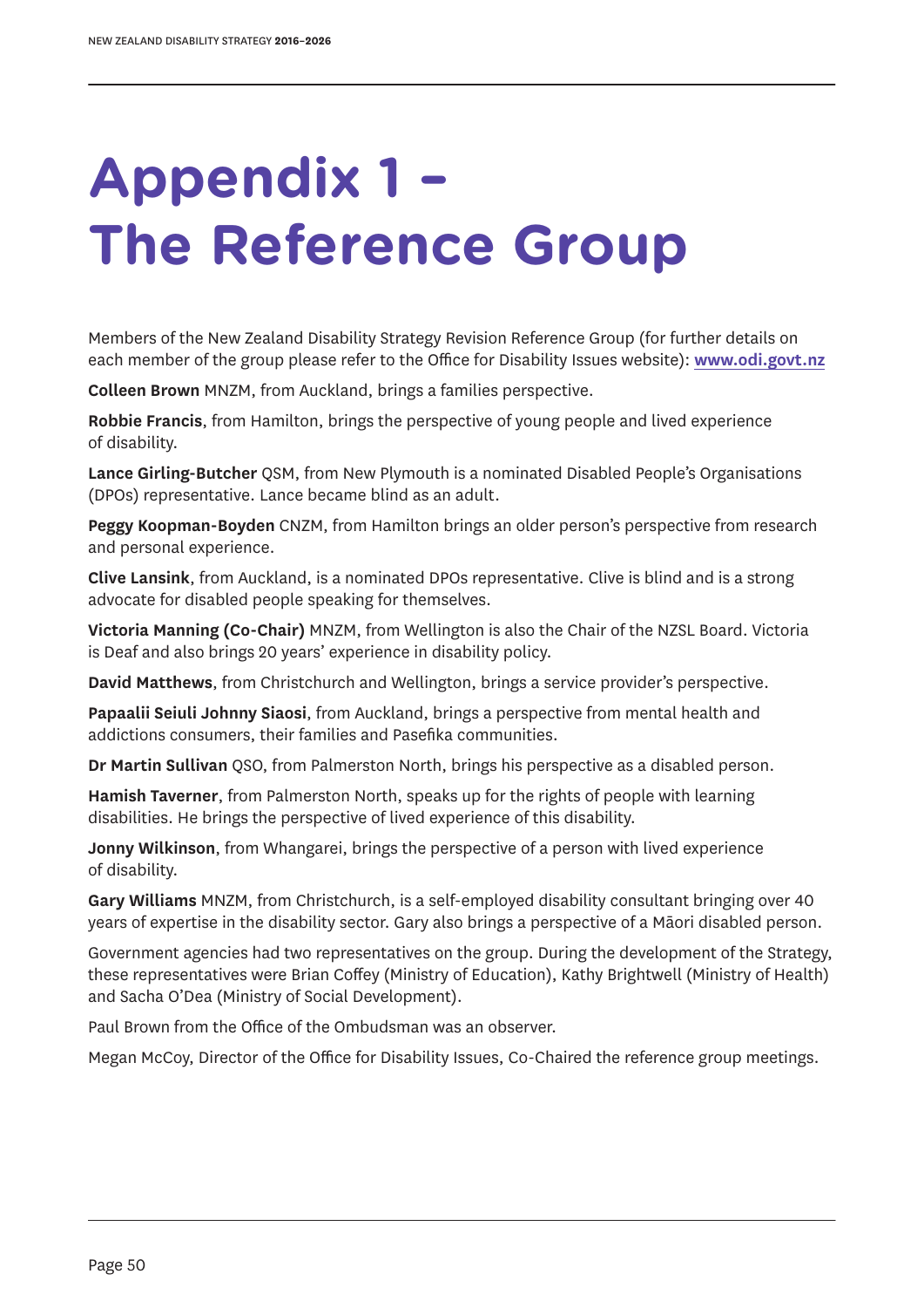# Appendix 1 – The Reference Group

Members of the New Zealand Disability Strategy Revision Reference Group (for further details on each member of the group please refer to the Office for Disability Issues website): **www.odi.govt.nz**

**Colleen Brown** MNZM, from Auckland, brings a families perspective.

**Robbie Francis**, from Hamilton, brings the perspective of young people and lived experience of disability.

**Lance Girling-Butcher** QSM, from New Plymouth is a nominated Disabled People's Organisations (DPOs) representative. Lance became blind as an adult.

**Peggy Koopman-Boyden** CNZM, from Hamilton brings an older person's perspective from research and personal experience.

**Clive Lansink**, from Auckland, is a nominated DPOs representative. Clive is blind and is a strong advocate for disabled people speaking for themselves.

**Victoria Manning (Co-Chair)** MNZM, from Wellington is also the Chair of the NZSL Board. Victoria is Deaf and also brings 20 years' experience in disability policy.

**David Matthews**, from Christchurch and Wellington, brings a service provider's perspective.

**Papaalii Seiuli Johnny Siaosi**, from Auckland, brings a perspective from mental health and addictions consumers, their families and Pasefika communities.

**Dr Martin Sullivan** QSO, from Palmerston North, brings his perspective as a disabled person.

**Hamish Taverner**, from Palmerston North, speaks up for the rights of people with learning disabilities. He brings the perspective of lived experience of this disability.

**Jonny Wilkinson**, from Whangarei, brings the perspective of a person with lived experience of disability.

**Gary Williams** MNZM, from Christchurch, is a self-employed disability consultant bringing over 40 years of expertise in the disability sector. Gary also brings a perspective of a Māori disabled person.

Government agencies had two representatives on the group. During the development of the Strategy, these representatives were Brian Coffey (Ministry of Education), Kathy Brightwell (Ministry of Health) and Sacha O'Dea (Ministry of Social Development).

Paul Brown from the Office of the Ombudsman was an observer.

Megan McCoy, Director of the Office for Disability Issues, Co-Chaired the reference group meetings.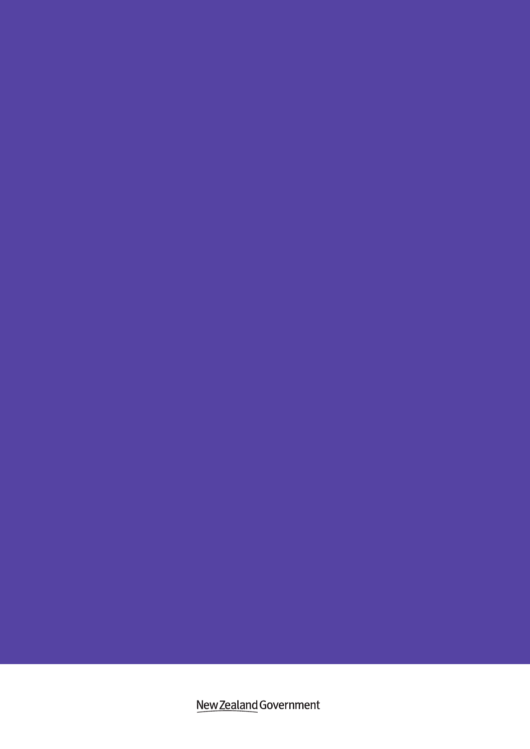New Zealand Government